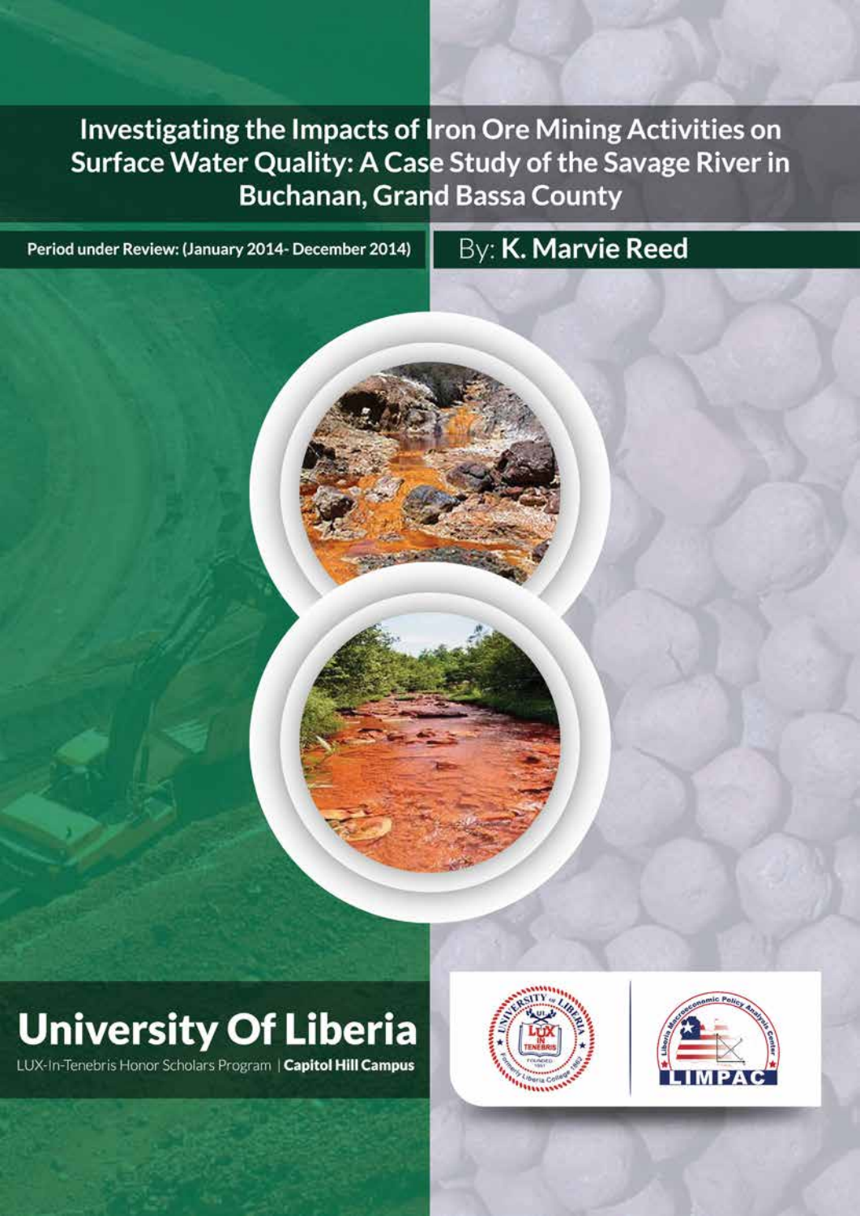# Investigating the Impacts of Iron Ore Mining Activities on Surface Water Quality: A Case Study of the Savage River in Buchanan, Grand Bassa County

**Period under Review: (January 2014- December 2014)**

By: **K. Marvie Reed**

## University Of Liberia

LUX-In-Tenebris Honor Scholars Program | **Capitol Hill Campus**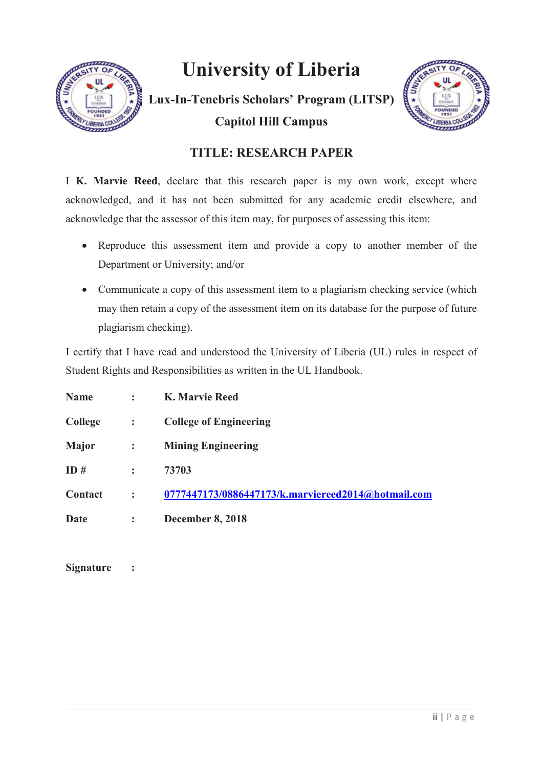# University of Liberia

**Lux-In-Tenebris Scholars' Program (LITSP)**

**Capitol Hill Campus**

## TITLE: RESEARCH PAPER

I **K. Marvie Reed**, declare that this research paper is my own work, except where acknowledged, and it has not been submitted for any academic credit elsewhere, and acknowledge that the assessor of this item may, for purposes of assessing this item:

- Reproduce this assessment item and provide a copy to another member of the Department or University; and/or
- Communicate a copy of this assessment item to a plagiarism checking service (which may then retain a copy of the assessment item on its database for the purpose of future plagiarism checking).

I certify that I have read and understood the University of Liberia (UL) rules in respect of Student Rights and Responsibilities as written in the UL Handbook.

| | | |
|---|---|---|
| **Name** | : | **K. Marvie Reed** |
| **College** | : | **College of Engineering** |
| **Major** | : | **Mining Engineering** |
| **ID #** | : | **73703** |
| **Contact** | : | **0777447173/0886447173/k.marviereed2014@hotmail.com** |
| **Date** | : | **December 8, 2018** |

**Signature** :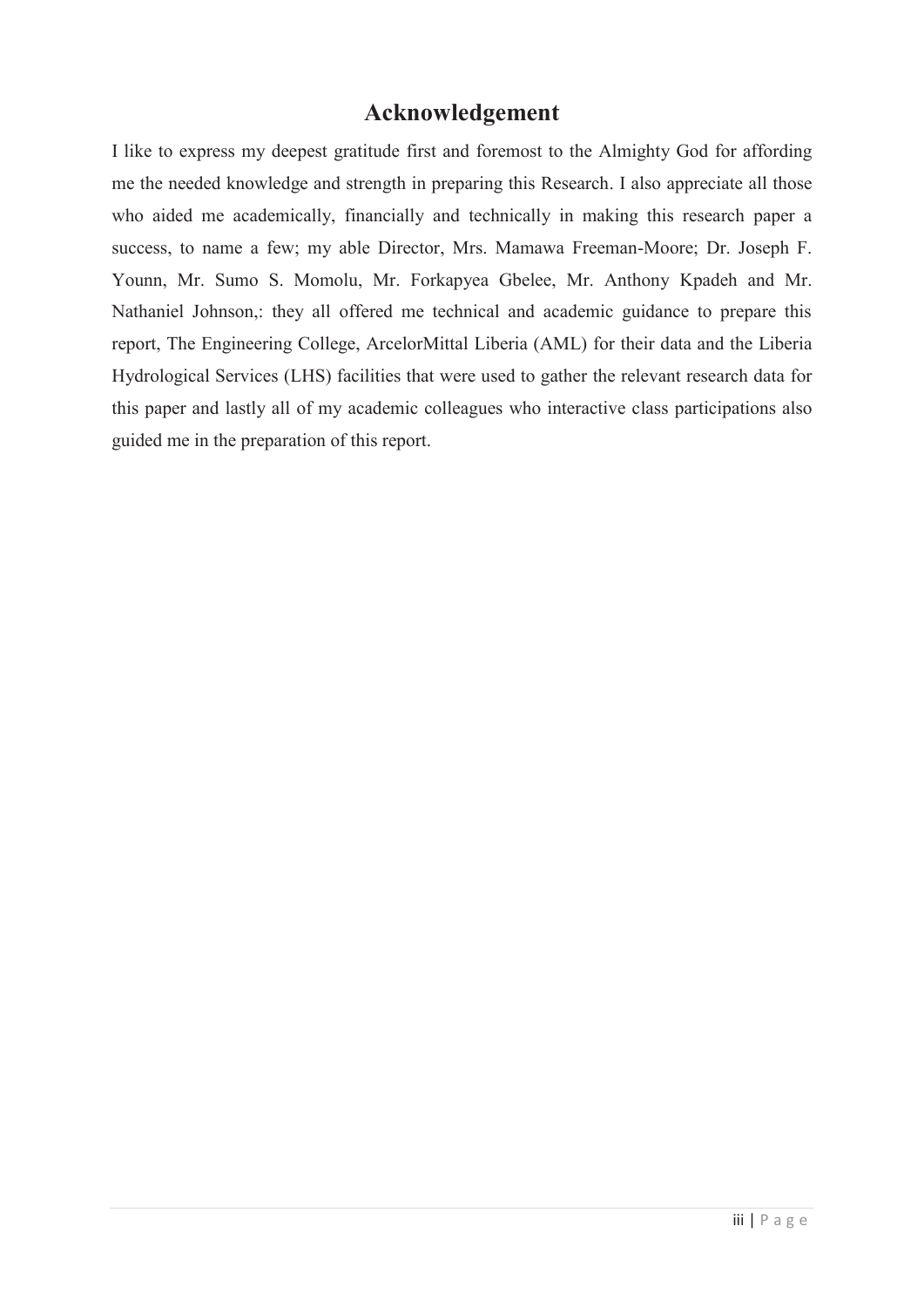# Acknowledgement

I like to express my deepest gratitude first and foremost to the Almighty God for affording me the needed knowledge and strength in preparing this Research. I also appreciate all those who aided me academically, financially and technically in making this research paper a success, to name a few; my able Director, Mrs. Mamawa Freeman-Moore; Dr. Joseph F. Younn, Mr. Sumo S. Momolu, Mr. Forkapyea Gbelee, Mr. Anthony Kpadeh and Mr. Nathaniel Johnson,: they all offered me technical and academic guidance to prepare this report, The Engineering College, ArcelorMittal Liberia (AML) for their data and the Liberia Hydrological Services (LHS) facilities that were used to gather the relevant research data for this paper and lastly all of my academic colleagues who interactive class participations also guided me in the preparation of this report.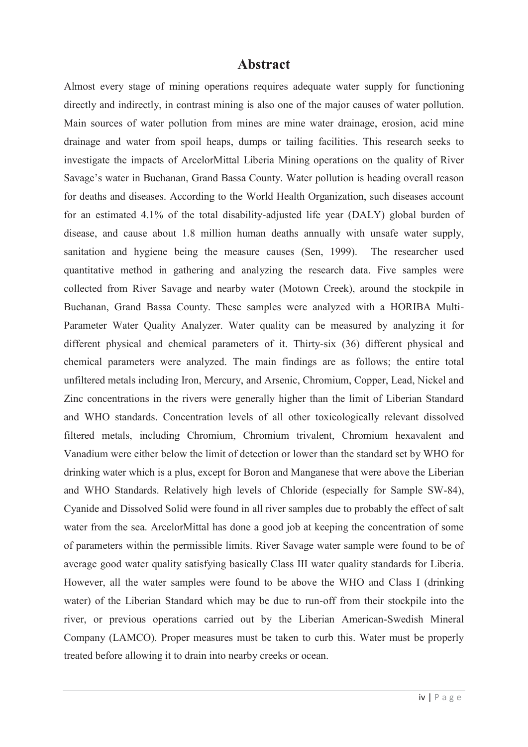# Abstract

Almost every stage of mining operations requires adequate water supply for functioning directly and indirectly, in contrast mining is also one of the major causes of water pollution. Main sources of water pollution from mines are mine water drainage, erosion, acid mine drainage and water from spoil heaps, dumps or tailing facilities. This research seeks to investigate the impacts of ArcelorMittal Liberia Mining operations on the quality of River Savage's water in Buchanan, Grand Bassa County. Water pollution is heading overall reason for deaths and diseases. According to the World Health Organization, such diseases account for an estimated 4.1% of the total disability-adjusted life year (DALY) global burden of disease, and cause about 1.8 million human deaths annually with unsafe water supply, sanitation and hygiene being the measure causes (Sen, 1999). The researcher used quantitative method in gathering and analyzing the research data. Five samples were collected from River Savage and nearby water (Motown Creek), around the stockpile in Buchanan, Grand Bassa County. These samples were analyzed with a HORIBA Multi-Parameter Water Quality Analyzer. Water quality can be measured by analyzing it for different physical and chemical parameters of it. Thirty-six (36) different physical and chemical parameters were analyzed. The main findings are as follows; the entire total unfiltered metals including Iron, Mercury, and Arsenic, Chromium, Copper, Lead, Nickel and Zinc concentrations in the rivers were generally higher than the limit of Liberian Standard and WHO standards. Concentration levels of all other toxicologically relevant dissolved filtered metals, including Chromium, Chromium trivalent, Chromium hexavalent and Vanadium were either below the limit of detection or lower than the standard set by WHO for drinking water which is a plus, except for Boron and Manganese that were above the Liberian and WHO Standards. Relatively high levels of Chloride (especially for Sample SW-84), Cyanide and Dissolved Solid were found in all river samples due to probably the effect of salt water from the sea. ArcelorMittal has done a good job at keeping the concentration of some of parameters within the permissible limits. River Savage water sample were found to be of average good water quality satisfying basically Class III water quality standards for Liberia. However, all the water samples were found to be above the WHO and Class I (drinking water) of the Liberian Standard which may be due to run-off from their stockpile into the river, or previous operations carried out by the Liberian American-Swedish Mineral Company (LAMCO). Proper measures must be taken to curb this. Water must be properly treated before allowing it to drain into nearby creeks or ocean.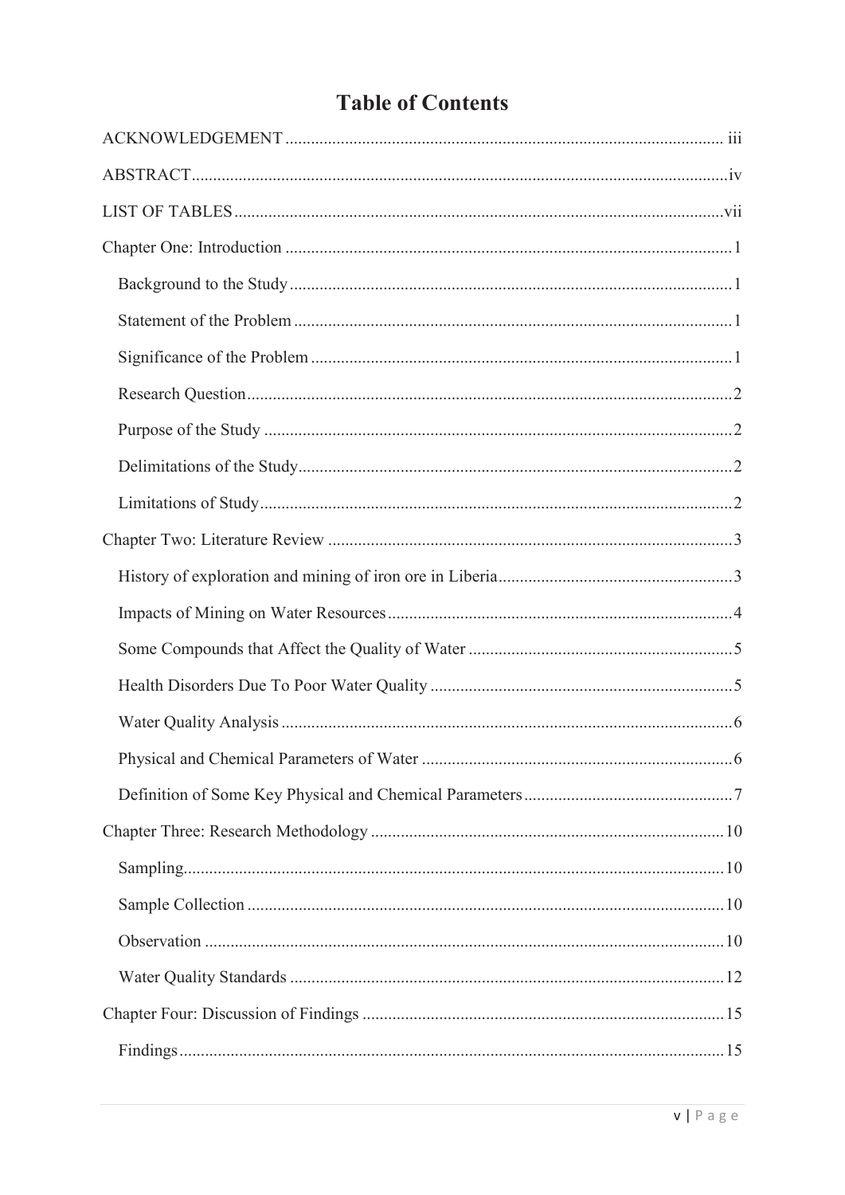# Table of Contents

ACKNOWLEDGEMENT ........................................................................................ iii

ABSTRACT .................................................................................................................. iv

LIST OF TABLES ......................................................................................................... vii

Chapter One: Introduction ............................................................................................. 1

- Background to the Study ........................................................................................ 1
- Statement of the Problem ........................................................................................ 1
- Significance of the Problem ..................................................................................... 1
- Research Question .................................................................................................. 2
- Purpose of the Study ............................................................................................... 2
- Delimitations of the Study ....................................................................................... 2
- Limitations of Study ................................................................................................ 2

Chapter Two: Literature Review .................................................................................... 3

- History of exploration and mining of iron ore in Liberia ........................................ 3
- Impacts of Mining on Water Resources .................................................................. 4
- Some Compounds that Affect the Quality of Water ............................................... 5
- Health Disorders Due To Poor Water Quality ........................................................ 5
- Water Quality Analysis ........................................................................................... 6
- Physical and Chemical Parameters of Water .......................................................... 6
- Definition of Some Key Physical and Chemical Parameters .................................. 7

Chapter Three: Research Methodology ........................................................................ 10

- Sampling ................................................................................................................ 10
- Sample Collection .................................................................................................. 10
- Observation ............................................................................................................ 10
- Water Quality Standards ........................................................................................ 12

Chapter Four: Discussion of Findings .......................................................................... 15

- Findings ................................................................................................................. 15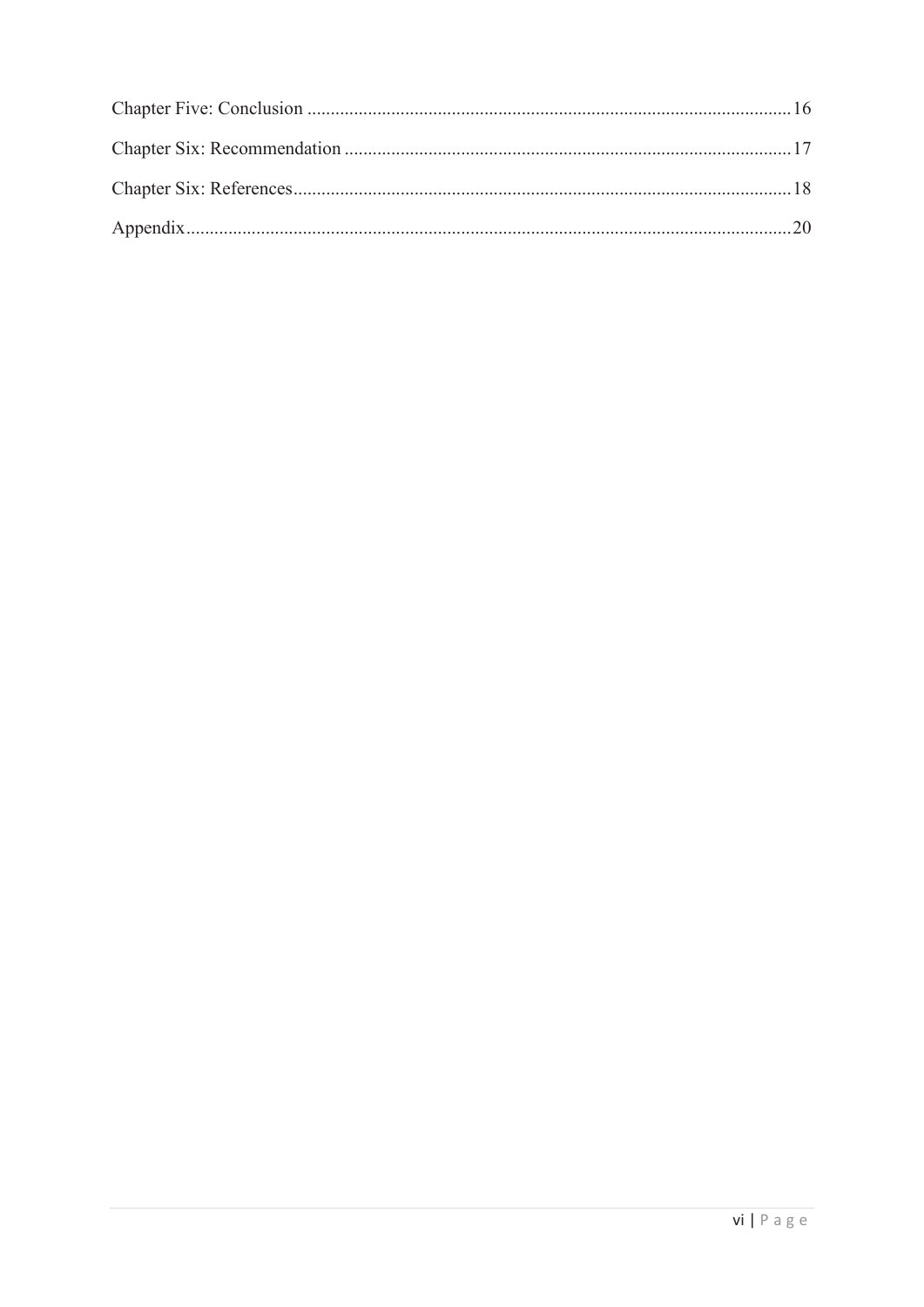Chapter Five: Conclusion ........................................................................................................16

Chapter Six: Recommendation ................................................................................................17

Chapter Six: References...........................................................................................................18

Appendix..................................................................................................................................20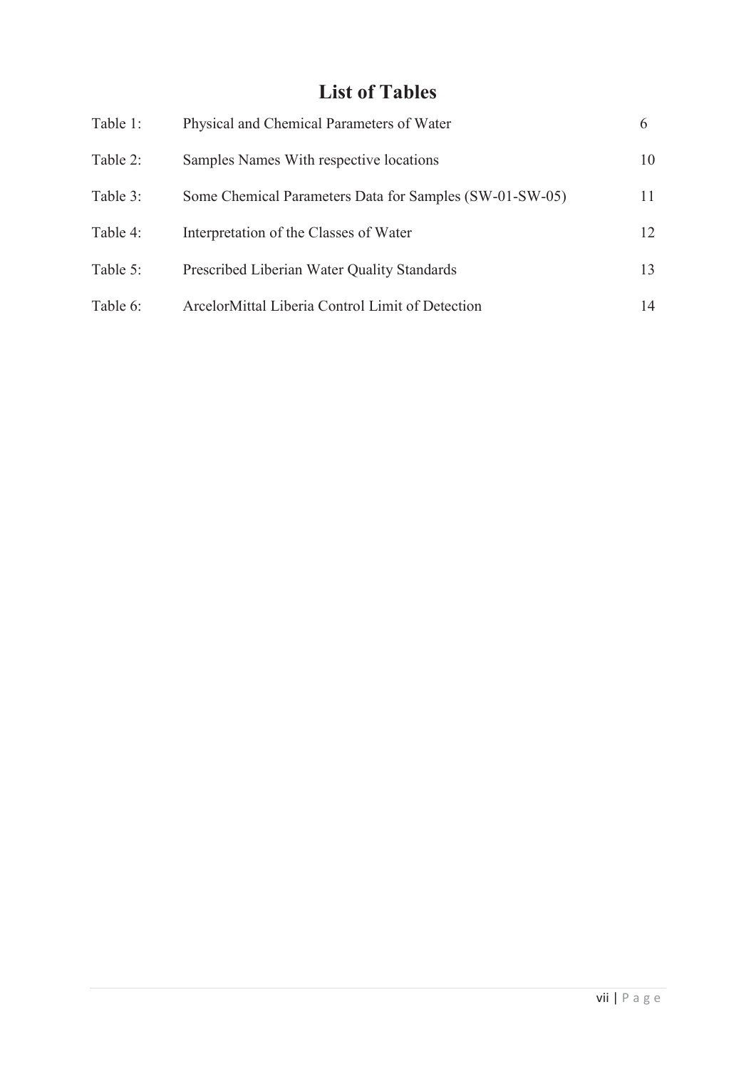# List of Tables

| | | |
|---|---|---|
| Table 1: | Physical and Chemical Parameters of Water | 6 |
| Table 2: | Samples Names With respective locations | 10 |
| Table 3: | Some Chemical Parameters Data for Samples (SW-01-SW-05) | 11 |
| Table 4: | Interpretation of the Classes of Water | 12 |
| Table 5: | Prescribed Liberian Water Quality Standards | 13 |
| Table 6: | ArcelorMittal Liberia Control Limit of Detection | 14 |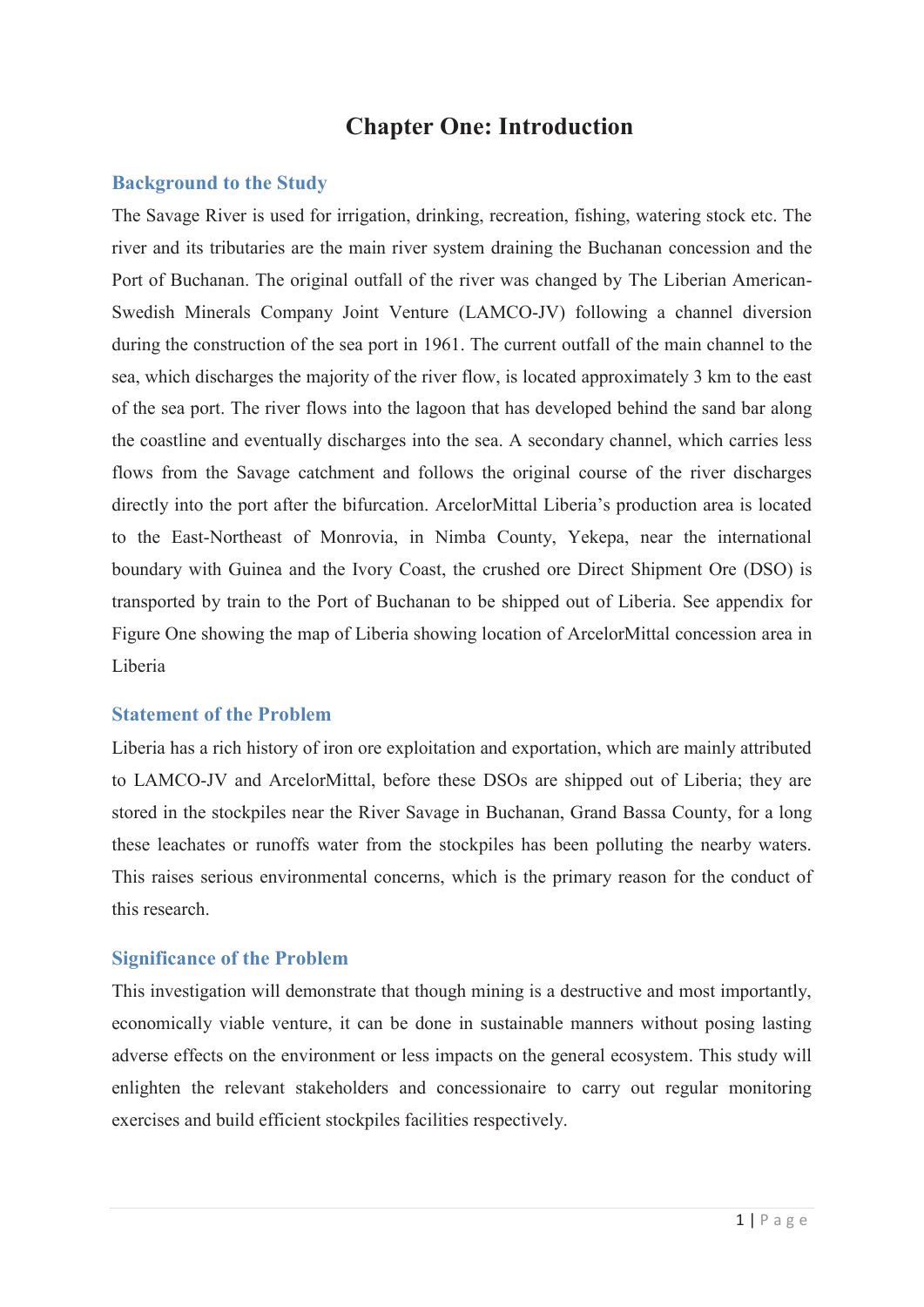# Chapter One: Introduction

## Background to the Study

The Savage River is used for irrigation, drinking, recreation, fishing, watering stock etc. The river and its tributaries are the main river system draining the Buchanan concession and the Port of Buchanan. The original outfall of the river was changed by The Liberian American-Swedish Minerals Company Joint Venture (LAMCO-JV) following a channel diversion during the construction of the sea port in 1961. The current outfall of the main channel to the sea, which discharges the majority of the river flow, is located approximately 3 km to the east of the sea port. The river flows into the lagoon that has developed behind the sand bar along the coastline and eventually discharges into the sea. A secondary channel, which carries less flows from the Savage catchment and follows the original course of the river discharges directly into the port after the bifurcation. ArcelorMittal Liberia's production area is located to the East-Northeast of Monrovia, in Nimba County, Yekepa, near the international boundary with Guinea and the Ivory Coast, the crushed ore Direct Shipment Ore (DSO) is transported by train to the Port of Buchanan to be shipped out of Liberia. See appendix for Figure One showing the map of Liberia showing location of ArcelorMittal concession area in Liberia

## Statement of the Problem

Liberia has a rich history of iron ore exploitation and exportation, which are mainly attributed to LAMCO-JV and ArcelorMittal, before these DSOs are shipped out of Liberia; they are stored in the stockpiles near the River Savage in Buchanan, Grand Bassa County, for a long these leachates or runoffs water from the stockpiles has been polluting the nearby waters. This raises serious environmental concerns, which is the primary reason for the conduct of this research.

## Significance of the Problem

This investigation will demonstrate that though mining is a destructive and most importantly, economically viable venture, it can be done in sustainable manners without posing lasting adverse effects on the environment or less impacts on the general ecosystem. This study will enlighten the relevant stakeholders and concessionaire to carry out regular monitoring exercises and build efficient stockpiles facilities respectively.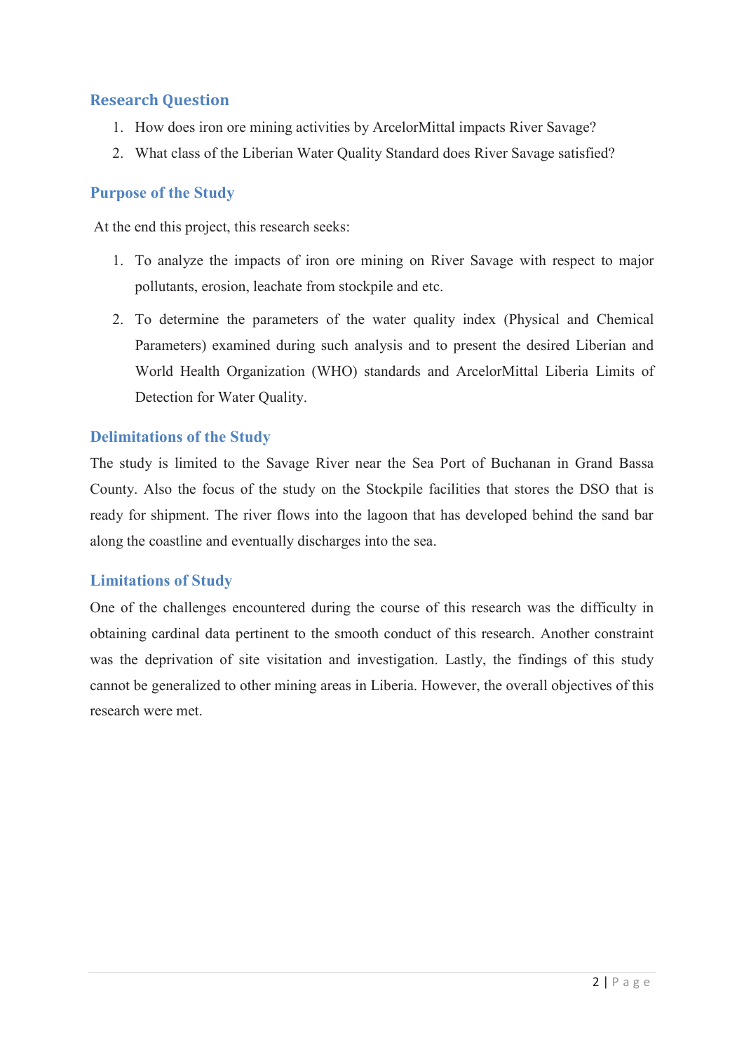## Research Question

1. How does iron ore mining activities by ArcelorMittal impacts River Savage?
2. What class of the Liberian Water Quality Standard does River Savage satisfied?

## Purpose of the Study

At the end this project, this research seeks:

1. To analyze the impacts of iron ore mining on River Savage with respect to major pollutants, erosion, leachate from stockpile and etc.
2. To determine the parameters of the water quality index (Physical and Chemical Parameters) examined during such analysis and to present the desired Liberian and World Health Organization (WHO) standards and ArcelorMittal Liberia Limits of Detection for Water Quality.

## Delimitations of the Study

The study is limited to the Savage River near the Sea Port of Buchanan in Grand Bassa County. Also the focus of the study on the Stockpile facilities that stores the DSO that is ready for shipment. The river flows into the lagoon that has developed behind the sand bar along the coastline and eventually discharges into the sea.

## Limitations of Study

One of the challenges encountered during the course of this research was the difficulty in obtaining cardinal data pertinent to the smooth conduct of this research. Another constraint was the deprivation of site visitation and investigation. Lastly, the findings of this study cannot be generalized to other mining areas in Liberia. However, the overall objectives of this research were met.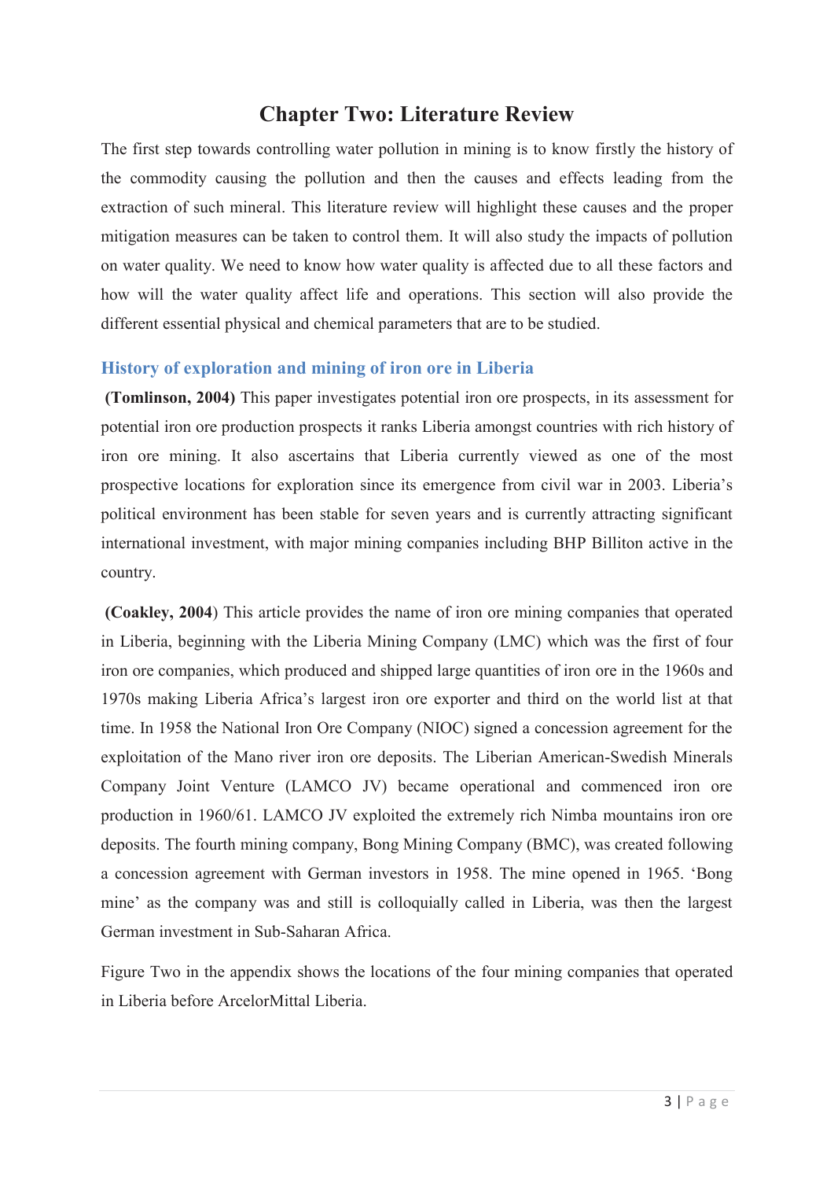# Chapter Two: Literature Review

The first step towards controlling water pollution in mining is to know firstly the history of the commodity causing the pollution and then the causes and effects leading from the extraction of such mineral. This literature review will highlight these causes and the proper mitigation measures can be taken to control them. It will also study the impacts of pollution on water quality. We need to know how water quality is affected due to all these factors and how will the water quality affect life and operations. This section will also provide the different essential physical and chemical parameters that are to be studied.

## History of exploration and mining of iron ore in Liberia

**(Tomlinson, 2004)** This paper investigates potential iron ore prospects, in its assessment for potential iron ore production prospects it ranks Liberia amongst countries with rich history of iron ore mining. It also ascertains that Liberia currently viewed as one of the most prospective locations for exploration since its emergence from civil war in 2003. Liberia's political environment has been stable for seven years and is currently attracting significant international investment, with major mining companies including BHP Billiton active in the country.

**(Coakley, 2004**) This article provides the name of iron ore mining companies that operated in Liberia, beginning with the Liberia Mining Company (LMC) which was the first of four iron ore companies, which produced and shipped large quantities of iron ore in the 1960s and 1970s making Liberia Africa's largest iron ore exporter and third on the world list at that time. In 1958 the National Iron Ore Company (NIOC) signed a concession agreement for the exploitation of the Mano river iron ore deposits. The Liberian American-Swedish Minerals Company Joint Venture (LAMCO JV) became operational and commenced iron ore production in 1960/61. LAMCO JV exploited the extremely rich Nimba mountains iron ore deposits. The fourth mining company, Bong Mining Company (BMC), was created following a concession agreement with German investors in 1958. The mine opened in 1965. 'Bong mine' as the company was and still is colloquially called in Liberia, was then the largest German investment in Sub-Saharan Africa.

Figure Two in the appendix shows the locations of the four mining companies that operated in Liberia before ArcelorMittal Liberia.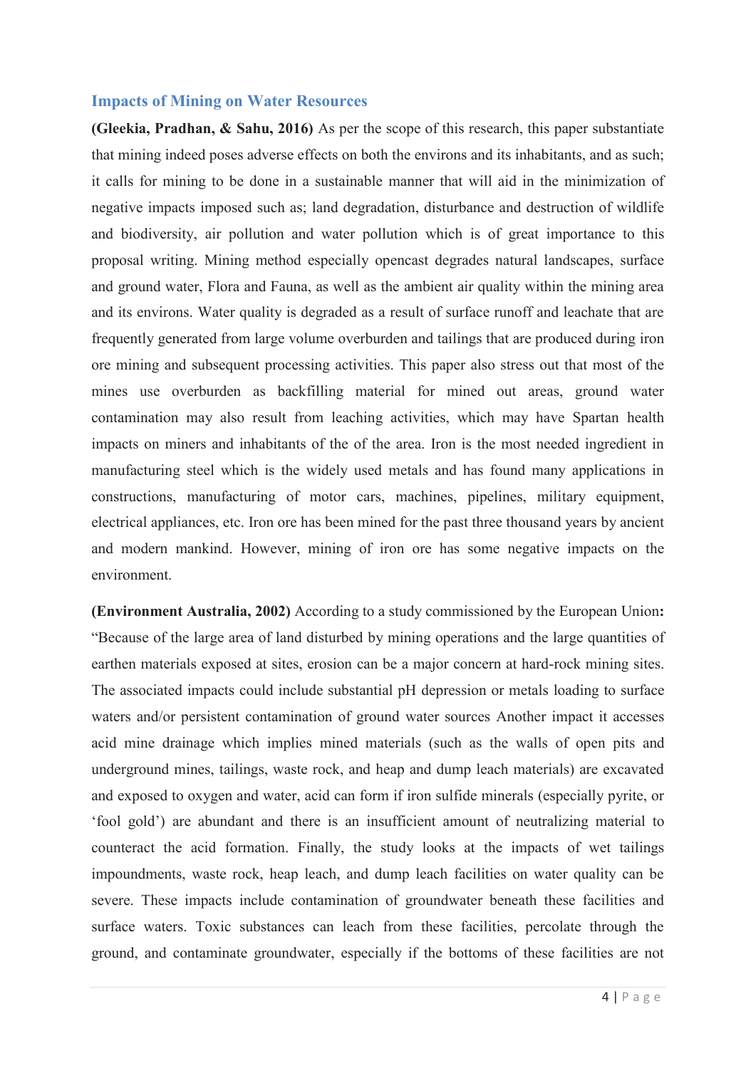## Impacts of Mining on Water Resources

**(Gleekia, Pradhan, & Sahu, 2016)** As per the scope of this research, this paper substantiate that mining indeed poses adverse effects on both the environs and its inhabitants, and as such; it calls for mining to be done in a sustainable manner that will aid in the minimization of negative impacts imposed such as; land degradation, disturbance and destruction of wildlife and biodiversity, air pollution and water pollution which is of great importance to this proposal writing. Mining method especially opencast degrades natural landscapes, surface and ground water, Flora and Fauna, as well as the ambient air quality within the mining area and its environs. Water quality is degraded as a result of surface runoff and leachate that are frequently generated from large volume overburden and tailings that are produced during iron ore mining and subsequent processing activities. This paper also stress out that most of the mines use overburden as backfilling material for mined out areas, ground water contamination may also result from leaching activities, which may have Spartan health impacts on miners and inhabitants of the of the area. Iron is the most needed ingredient in manufacturing steel which is the widely used metals and has found many applications in constructions, manufacturing of motor cars, machines, pipelines, military equipment, electrical appliances, etc. Iron ore has been mined for the past three thousand years by ancient and modern mankind. However, mining of iron ore has some negative impacts on the environment.

**(Environment Australia, 2002)** According to a study commissioned by the European Union**:** "Because of the large area of land disturbed by mining operations and the large quantities of earthen materials exposed at sites, erosion can be a major concern at hard-rock mining sites. The associated impacts could include substantial pH depression or metals loading to surface waters and/or persistent contamination of ground water sources Another impact it accesses acid mine drainage which implies mined materials (such as the walls of open pits and underground mines, tailings, waste rock, and heap and dump leach materials) are excavated and exposed to oxygen and water, acid can form if iron sulfide minerals (especially pyrite, or 'fool gold') are abundant and there is an insufficient amount of neutralizing material to counteract the acid formation. Finally, the study looks at the impacts of wet tailings impoundments, waste rock, heap leach, and dump leach facilities on water quality can be severe. These impacts include contamination of groundwater beneath these facilities and surface waters. Toxic substances can leach from these facilities, percolate through the ground, and contaminate groundwater, especially if the bottoms of these facilities are not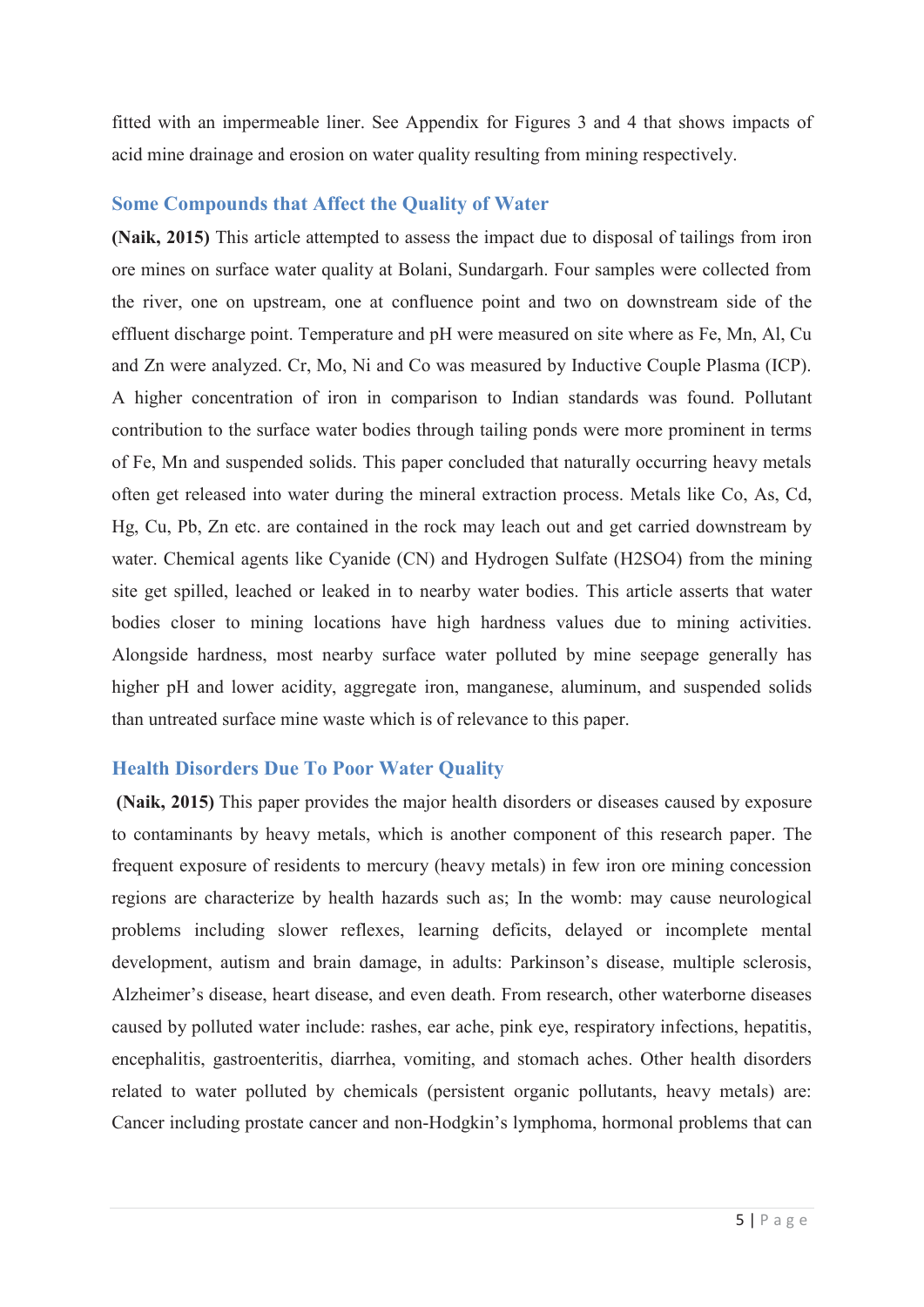fitted with an impermeable liner. See Appendix for Figures 3 and 4 that shows impacts of acid mine drainage and erosion on water quality resulting from mining respectively.

## Some Compounds that Affect the Quality of Water

**(Naik, 2015)** This article attempted to assess the impact due to disposal of tailings from iron ore mines on surface water quality at Bolani, Sundargarh. Four samples were collected from the river, one on upstream, one at confluence point and two on downstream side of the effluent discharge point. Temperature and pH were measured on site where as Fe, Mn, Al, Cu and Zn were analyzed. Cr, Mo, Ni and Co was measured by Inductive Couple Plasma (ICP). A higher concentration of iron in comparison to Indian standards was found. Pollutant contribution to the surface water bodies through tailing ponds were more prominent in terms of Fe, Mn and suspended solids. This paper concluded that naturally occurring heavy metals often get released into water during the mineral extraction process. Metals like Co, As, Cd, Hg, Cu, Pb, Zn etc. are contained in the rock may leach out and get carried downstream by water. Chemical agents like Cyanide (CN) and Hydrogen Sulfate ($H_2SO_4$) from the mining site get spilled, leached or leaked in to nearby water bodies. This article asserts that water bodies closer to mining locations have high hardness values due to mining activities. Alongside hardness, most nearby surface water polluted by mine seepage generally has higher pH and lower acidity, aggregate iron, manganese, aluminum, and suspended solids than untreated surface mine waste which is of relevance to this paper.

## Health Disorders Due To Poor Water Quality

**(Naik, 2015)** This paper provides the major health disorders or diseases caused by exposure to contaminants by heavy metals, which is another component of this research paper. The frequent exposure of residents to mercury (heavy metals) in few iron ore mining concession regions are characterize by health hazards such as; In the womb: may cause neurological problems including slower reflexes, learning deficits, delayed or incomplete mental development, autism and brain damage, in adults: Parkinson's disease, multiple sclerosis, Alzheimer's disease, heart disease, and even death. From research, other waterborne diseases caused by polluted water include: rashes, ear ache, pink eye, respiratory infections, hepatitis, encephalitis, gastroenteritis, diarrhea, vomiting, and stomach aches. Other health disorders related to water polluted by chemicals (persistent organic pollutants, heavy metals) are: Cancer including prostate cancer and non-Hodgkin's lymphoma, hormonal problems that can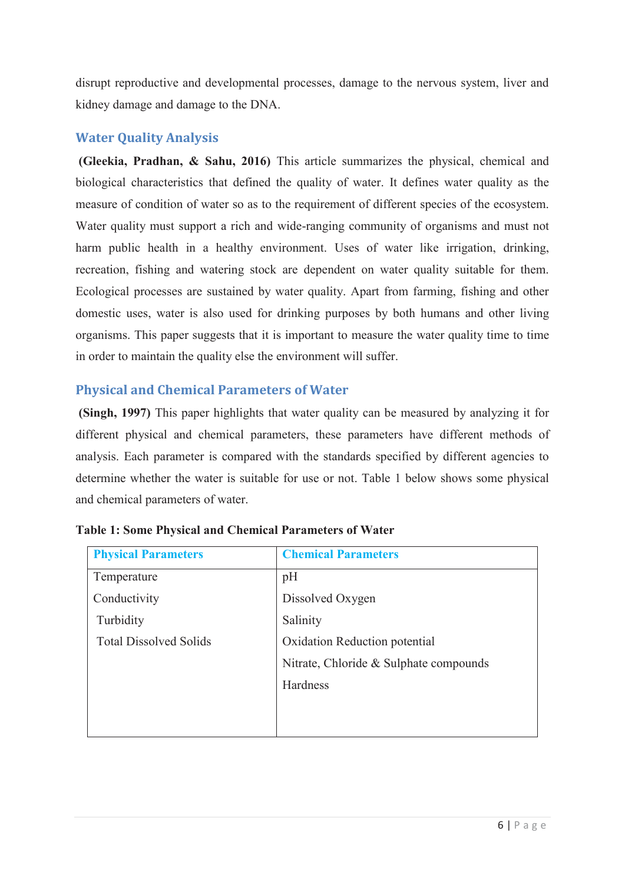disrupt reproductive and developmental processes, damage to the nervous system, liver and kidney damage and damage to the DNA.

## Water Quality Analysis

**(Gleekia, Pradhan, & Sahu, 2016)** This article summarizes the physical, chemical and biological characteristics that defined the quality of water. It defines water quality as the measure of condition of water so as to the requirement of different species of the ecosystem. Water quality must support a rich and wide-ranging community of organisms and must not harm public health in a healthy environment. Uses of water like irrigation, drinking, recreation, fishing and watering stock are dependent on water quality suitable for them. Ecological processes are sustained by water quality. Apart from farming, fishing and other domestic uses, water is also used for drinking purposes by both humans and other living organisms. This paper suggests that it is important to measure the water quality time to time in order to maintain the quality else the environment will suffer.

## Physical and Chemical Parameters of Water

**(Singh, 1997)** This paper highlights that water quality can be measured by analyzing it for different physical and chemical parameters, these parameters have different methods of analysis. Each parameter is compared with the standards specified by different agencies to determine whether the water is suitable for use or not. Table 1 below shows some physical and chemical parameters of water.

**Table 1: Some Physical and Chemical Parameters of Water**

| Physical Parameters | Chemical Parameters |
|---|---|
| Temperature | pH |
| Conductivity | Dissolved Oxygen |
| Turbidity | Salinity |
| Total Dissolved Solids | Oxidation Reduction potential |
| | Nitrate, Chloride & Sulphate compounds |
| | Hardness |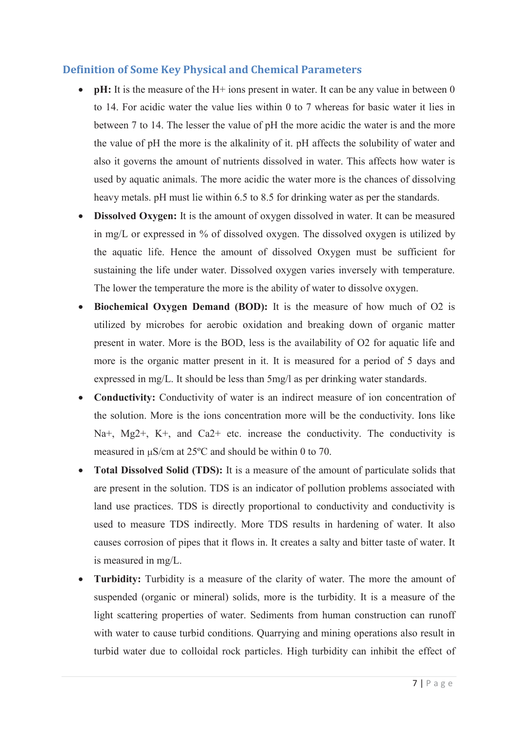## Definition of Some Key Physical and Chemical Parameters

- **pH:** It is the measure of the $H^+$ ions present in water. It can be any value in between 0 to 14. For acidic water the value lies within 0 to 7 whereas for basic water it lies in between 7 to 14. The lesser the value of pH the more acidic the water is and the more the value of pH the more is the alkalinity of it. pH affects the solubility of water and also it governs the amount of nutrients dissolved in water. This affects how water is used by aquatic animals. The more acidic the water more is the chances of dissolving heavy metals. pH must lie within 6.5 to 8.5 for drinking water as per the standards.
- **Dissolved Oxygen:** It is the amount of oxygen dissolved in water. It can be measured in mg/L or expressed in % of dissolved oxygen. The dissolved oxygen is utilized by the aquatic life. Hence the amount of dissolved Oxygen must be sufficient for sustaining the life under water. Dissolved oxygen varies inversely with temperature. The lower the temperature the more is the ability of water to dissolve oxygen.
- **Biochemical Oxygen Demand (BOD):** It is the measure of how much of $O_2$ is utilized by microbes for aerobic oxidation and breaking down of organic matter present in water. More is the BOD, less is the availability of $O_2$ for aquatic life and more is the organic matter present in it. It is measured for a period of 5 days and expressed in mg/L. It should be less than 5mg/l as per drinking water standards.
- **Conductivity:** Conductivity of water is an indirect measure of ion concentration of the solution. More is the ions concentration more will be the conductivity. Ions like $Na^+$, $Mg^{2+}$, $K^+$, and $Ca^{2+}$ etc. increase the conductivity. The conductivity is measured in µS/cm at 25ºC and should be within 0 to 70.
- **Total Dissolved Solid (TDS):** It is a measure of the amount of particulate solids that are present in the solution. TDS is an indicator of pollution problems associated with land use practices. TDS is directly proportional to conductivity and conductivity is used to measure TDS indirectly. More TDS results in hardening of water. It also causes corrosion of pipes that it flows in. It creates a salty and bitter taste of water. It is measured in mg/L.
- **Turbidity:** Turbidity is a measure of the clarity of water. The more the amount of suspended (organic or mineral) solids, more is the turbidity. It is a measure of the light scattering properties of water. Sediments from human construction can runoff with water to cause turbid conditions. Quarrying and mining operations also result in turbid water due to colloidal rock particles. High turbidity can inhibit the effect of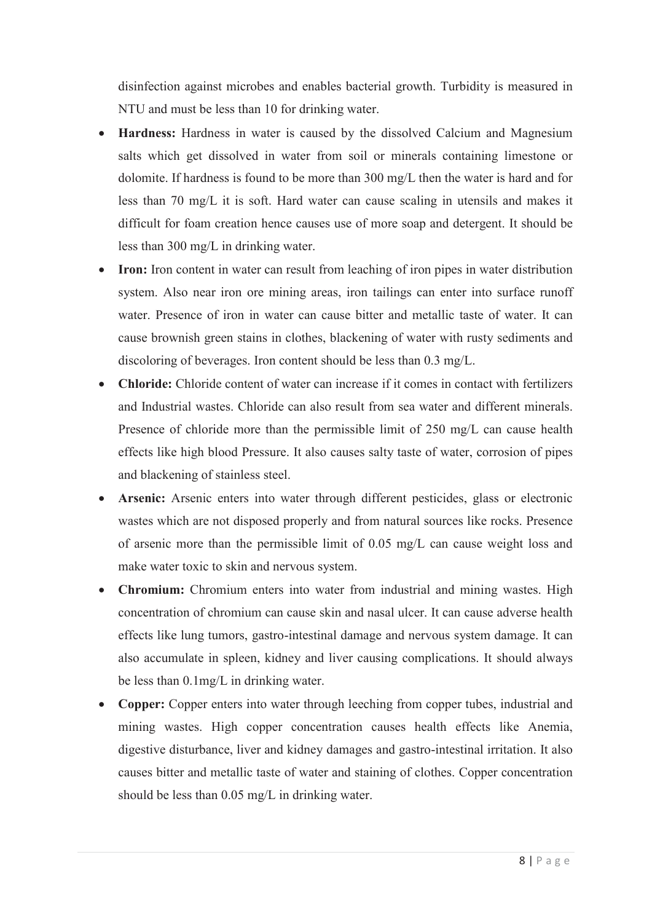disinfection against microbes and enables bacterial growth. Turbidity is measured in NTU and must be less than 10 for drinking water.

- **Hardness:** Hardness in water is caused by the dissolved Calcium and Magnesium salts which get dissolved in water from soil or minerals containing limestone or dolomite. If hardness is found to be more than 300 mg/L then the water is hard and for less than 70 mg/L it is soft. Hard water can cause scaling in utensils and makes it difficult for foam creation hence causes use of more soap and detergent. It should be less than 300 mg/L in drinking water.
- **Iron:** Iron content in water can result from leaching of iron pipes in water distribution system. Also near iron ore mining areas, iron tailings can enter into surface runoff water. Presence of iron in water can cause bitter and metallic taste of water. It can cause brownish green stains in clothes, blackening of water with rusty sediments and discoloring of beverages. Iron content should be less than 0.3 mg/L.
- **Chloride:** Chloride content of water can increase if it comes in contact with fertilizers and Industrial wastes. Chloride can also result from sea water and different minerals. Presence of chloride more than the permissible limit of 250 mg/L can cause health effects like high blood Pressure. It also causes salty taste of water, corrosion of pipes and blackening of stainless steel.
- **Arsenic:** Arsenic enters into water through different pesticides, glass or electronic wastes which are not disposed properly and from natural sources like rocks. Presence of arsenic more than the permissible limit of 0.05 mg/L can cause weight loss and make water toxic to skin and nervous system.
- **Chromium:** Chromium enters into water from industrial and mining wastes. High concentration of chromium can cause skin and nasal ulcer. It can cause adverse health effects like lung tumors, gastro-intestinal damage and nervous system damage. It can also accumulate in spleen, kidney and liver causing complications. It should always be less than 0.1mg/L in drinking water.
- **Copper:** Copper enters into water through leeching from copper tubes, industrial and mining wastes. High copper concentration causes health effects like Anemia, digestive disturbance, liver and kidney damages and gastro-intestinal irritation. It also causes bitter and metallic taste of water and staining of clothes. Copper concentration should be less than 0.05 mg/L in drinking water.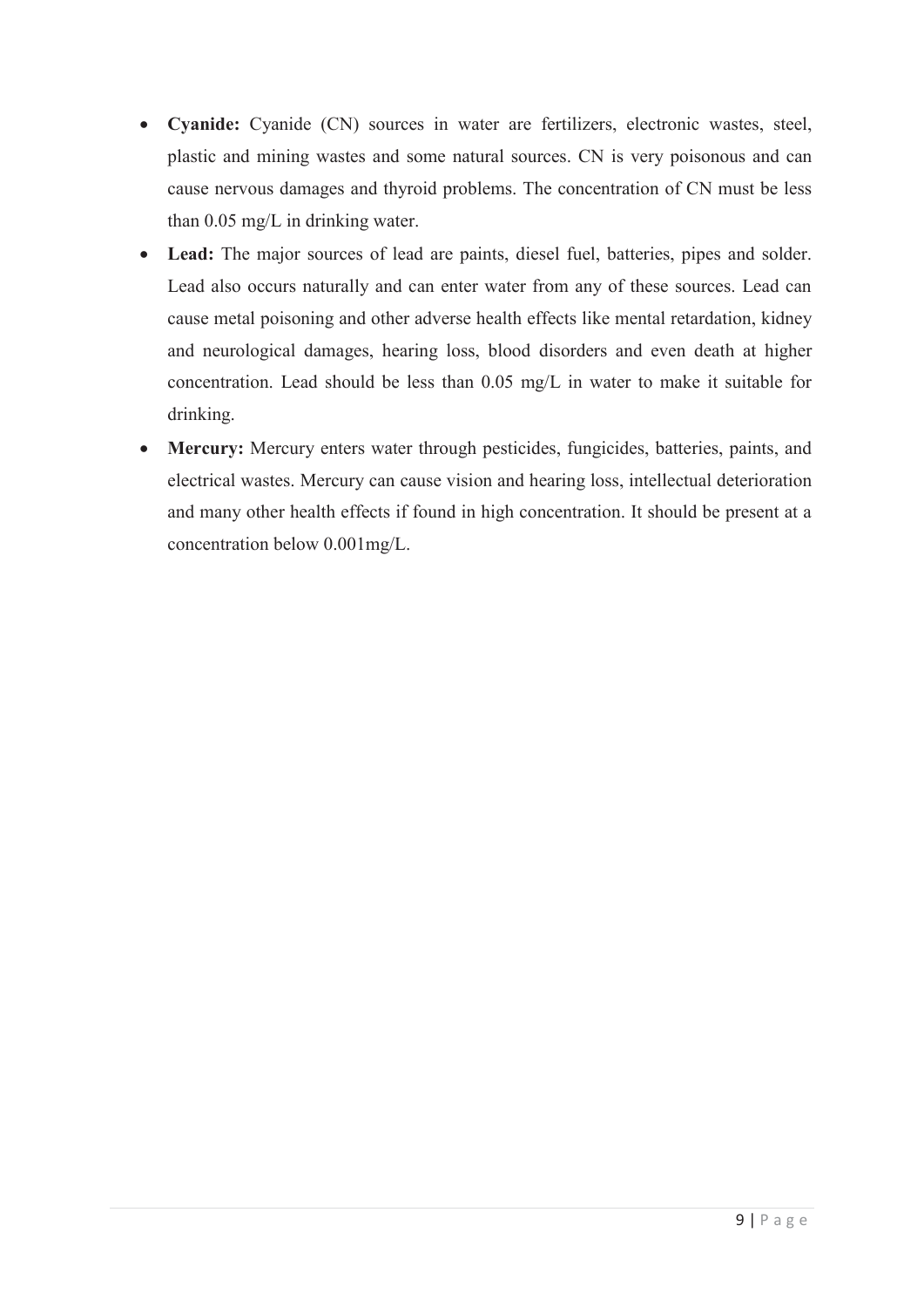- **Cyanide:** Cyanide (CN) sources in water are fertilizers, electronic wastes, steel, plastic and mining wastes and some natural sources. CN is very poisonous and can cause nervous damages and thyroid problems. The concentration of CN must be less than 0.05 mg/L in drinking water.
- **Lead:** The major sources of lead are paints, diesel fuel, batteries, pipes and solder. Lead also occurs naturally and can enter water from any of these sources. Lead can cause metal poisoning and other adverse health effects like mental retardation, kidney and neurological damages, hearing loss, blood disorders and even death at higher concentration. Lead should be less than 0.05 mg/L in water to make it suitable for drinking.
- **Mercury:** Mercury enters water through pesticides, fungicides, batteries, paints, and electrical wastes. Mercury can cause vision and hearing loss, intellectual deterioration and many other health effects if found in high concentration. It should be present at a concentration below 0.001mg/L.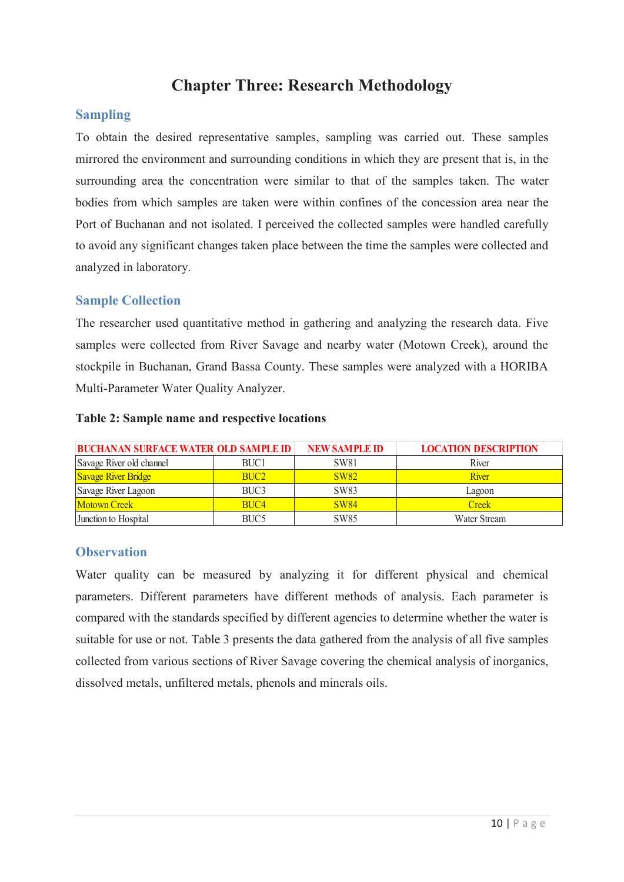# Chapter Three: Research Methodology

## Sampling

To obtain the desired representative samples, sampling was carried out. These samples mirrored the environment and surrounding conditions in which they are present that is, in the surrounding area the concentration were similar to that of the samples taken. The water bodies from which samples are taken were within confines of the concession area near the Port of Buchanan and not isolated. I perceived the collected samples were handled carefully to avoid any significant changes taken place between the time the samples were collected and analyzed in laboratory.

## Sample Collection

The researcher used quantitative method in gathering and analyzing the research data. Five samples were collected from River Savage and nearby water (Motown Creek), around the stockpile in Buchanan, Grand Bassa County. These samples were analyzed with a HORIBA Multi-Parameter Water Quality Analyzer.

**Table 2: Sample name and respective locations**

| BUCHANAN SURFACE WATER | OLD SAMPLE ID | NEW SAMPLE ID | LOCATION DESCRIPTION |
|---|---|---|---|
| Savage River old channel | BUC1 | SW81 | River |
| Savage River Bridge | BUC2 | SW82 | River |
| Savage River Lagoon | BUC3 | SW83 | Lagoon |
| Motown Creek | BUC4 | SW84 | Creek |
| Junction to Hospital | BUC5 | SW85 | Water Stream |

## Observation

Water quality can be measured by analyzing it for different physical and chemical parameters. Different parameters have different methods of analysis. Each parameter is compared with the standards specified by different agencies to determine whether the water is suitable for use or not. Table 3 presents the data gathered from the analysis of all five samples collected from various sections of River Savage covering the chemical analysis of inorganics, dissolved metals, unfiltered metals, phenols and minerals oils.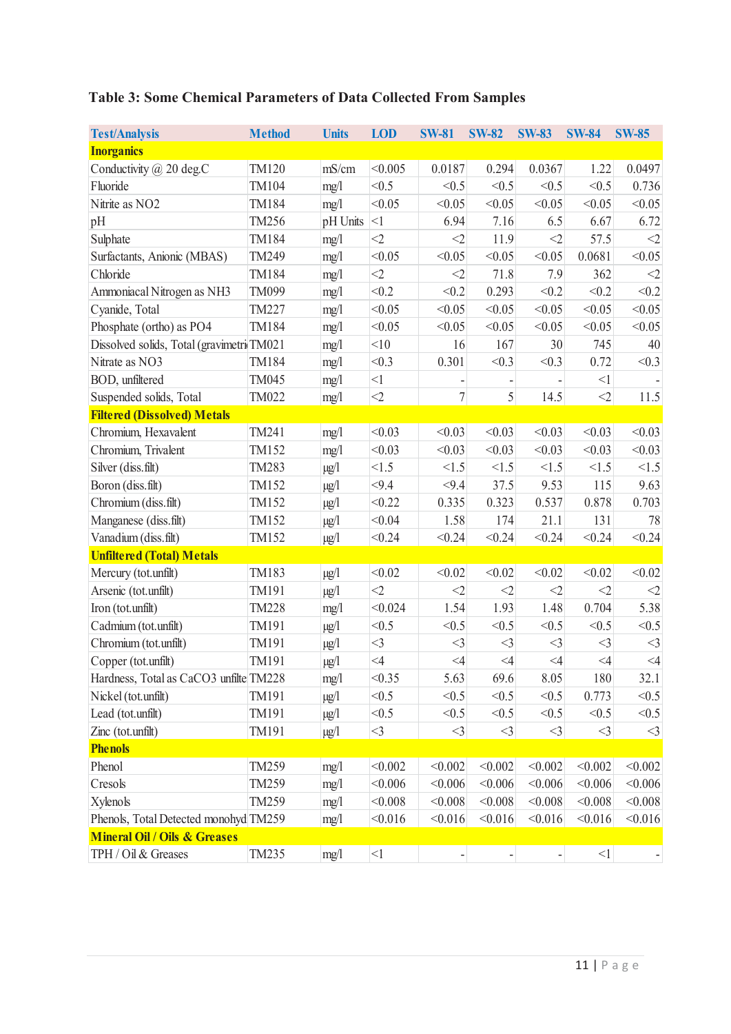**Table 3: Some Chemical Parameters of Data Collected From Samples**

| Test/Analysis | Method | Units | LOD | SW-81 | SW-82 | SW-83 | SW-84 | SW-85 |
|---|---|---|---|---|---|---|---|---|
| **Inorganics** | | | | | | | | |
| Conductivity @ 20 deg.C | TM120 | mS/cm | <0.005 | 0.0187 | 0.294 | 0.0367 | 1.22 | 0.0497 |
| Fluoride | TM104 | mg/l | <0.5 | <0.5 | <0.5 | <0.5 | <0.5 | 0.736 |
| Nitrite as NO2 | TM184 | mg/l | <0.05 | <0.05 | <0.05 | <0.05 | <0.05 | <0.05 |
| pH | TM256 | pH Units | <1 | 6.94 | 7.16 | 6.5 | 6.67 | 6.72 |
| Sulphate | TM184 | mg/l | <2 | <2 | 11.9 | <2 | 57.5 | <2 |
| Surfactants, Anionic (MBAS) | TM249 | mg/l | <0.05 | <0.05 | <0.05 | <0.05 | 0.0681 | <0.05 |
| Chloride | TM184 | mg/l | <2 | <2 | 71.8 | 7.9 | 362 | <2 |
| Ammoniacal Nitrogen as NH3 | TM099 | mg/l | <0.2 | <0.2 | 0.293 | <0.2 | <0.2 | <0.2 |
| Cyanide, Total | TM227 | mg/l | <0.05 | <0.05 | <0.05 | <0.05 | <0.05 | <0.05 |
| Phosphate (ortho) as PO4 | TM184 | mg/l | <0.05 | <0.05 | <0.05 | <0.05 | <0.05 | <0.05 |
| Dissolved solids, Total (gravimetri | TM021 | mg/l | <10 | 16 | 167 | 30 | 745 | 40 |
| Nitrate as NO3 | TM184 | mg/l | <0.3 | 0.301 | <0.3 | <0.3 | 0.72 | <0.3 |
| BOD, unfiltered | TM045 | mg/l | <1 | - | - | - | <1 | - |
| Suspended solids, Total | TM022 | mg/l | <2 | 7 | 5 | 14.5 | <2 | 11.5 |
| **Filtered (Dissolved) Metals** | | | | | | | | |
| Chromium, Hexavalent | TM241 | mg/l | <0.03 | <0.03 | <0.03 | <0.03 | <0.03 | <0.03 |
| Chromium, Trivalent | TM152 | mg/l | <0.03 | <0.03 | <0.03 | <0.03 | <0.03 | <0.03 |
| Silver (diss.filt) | TM283 | µg/l | <1.5 | <1.5 | <1.5 | <1.5 | <1.5 | <1.5 |
| Boron (diss.filt) | TM152 | µg/l | <9.4 | <9.4 | 37.5 | 9.53 | 115 | 9.63 |
| Chromium (diss.filt) | TM152 | µg/l | <0.22 | 0.335 | 0.323 | 0.537 | 0.878 | 0.703 |
| Manganese (diss.filt) | TM152 | µg/l | <0.04 | 1.58 | 174 | 21.1 | 131 | 78 |
| Vanadium (diss.filt) | TM152 | µg/l | <0.24 | <0.24 | <0.24 | <0.24 | <0.24 | <0.24 |
| **Unfiltered (Total) Metals** | | | | | | | | |
| Mercury (tot.unfilt) | TM183 | µg/l | <0.02 | <0.02 | <0.02 | <0.02 | <0.02 | <0.02 |
| Arsenic (tot.unfilt) | TM191 | µg/l | <2 | <2 | <2 | <2 | <2 | <2 |
| Iron (tot.unfilt) | TM228 | mg/l | <0.024 | 1.54 | 1.93 | 1.48 | 0.704 | 5.38 |
| Cadmium (tot.unfilt) | TM191 | µg/l | <0.5 | <0.5 | <0.5 | <0.5 | <0.5 | <0.5 |
| Chromium (tot.unfilt) | TM191 | µg/l | <3 | <3 | <3 | <3 | <3 | <3 |
| Copper (tot.unfilt) | TM191 | µg/l | <4 | <4 | <4 | <4 | <4 | <4 |
| Hardness, Total as CaCO3 unfilte | TM228 | mg/l | <0.35 | 5.63 | 69.6 | 8.05 | 180 | 32.1 |
| Nickel (tot.unfilt) | TM191 | µg/l | <0.5 | <0.5 | <0.5 | <0.5 | 0.773 | <0.5 |
| Lead (tot.unfilt) | TM191 | µg/l | <0.5 | <0.5 | <0.5 | <0.5 | <0.5 | <0.5 |
| Zinc (tot.unfilt) | TM191 | µg/l | <3 | <3 | <3 | <3 | <3 | <3 |
| **Phenols** | | | | | | | | |
| Phenol | TM259 | mg/l | <0.002 | <0.002 | <0.002 | <0.002 | <0.002 | <0.002 |
| Cresols | TM259 | mg/l | <0.006 | <0.006 | <0.006 | <0.006 | <0.006 | <0.006 |
| Xylenols | TM259 | mg/l | <0.008 | <0.008 | <0.008 | <0.008 | <0.008 | <0.008 |
| Phenols, Total Detected monohyd | TM259 | mg/l | <0.016 | <0.016 | <0.016 | <0.016 | <0.016 | <0.016 |
| **Mineral Oil / Oils & Greases** | | | | | | | | |
| TPH / Oil & Greases | TM235 | mg/l | <1 | - | - | - | <1 | - |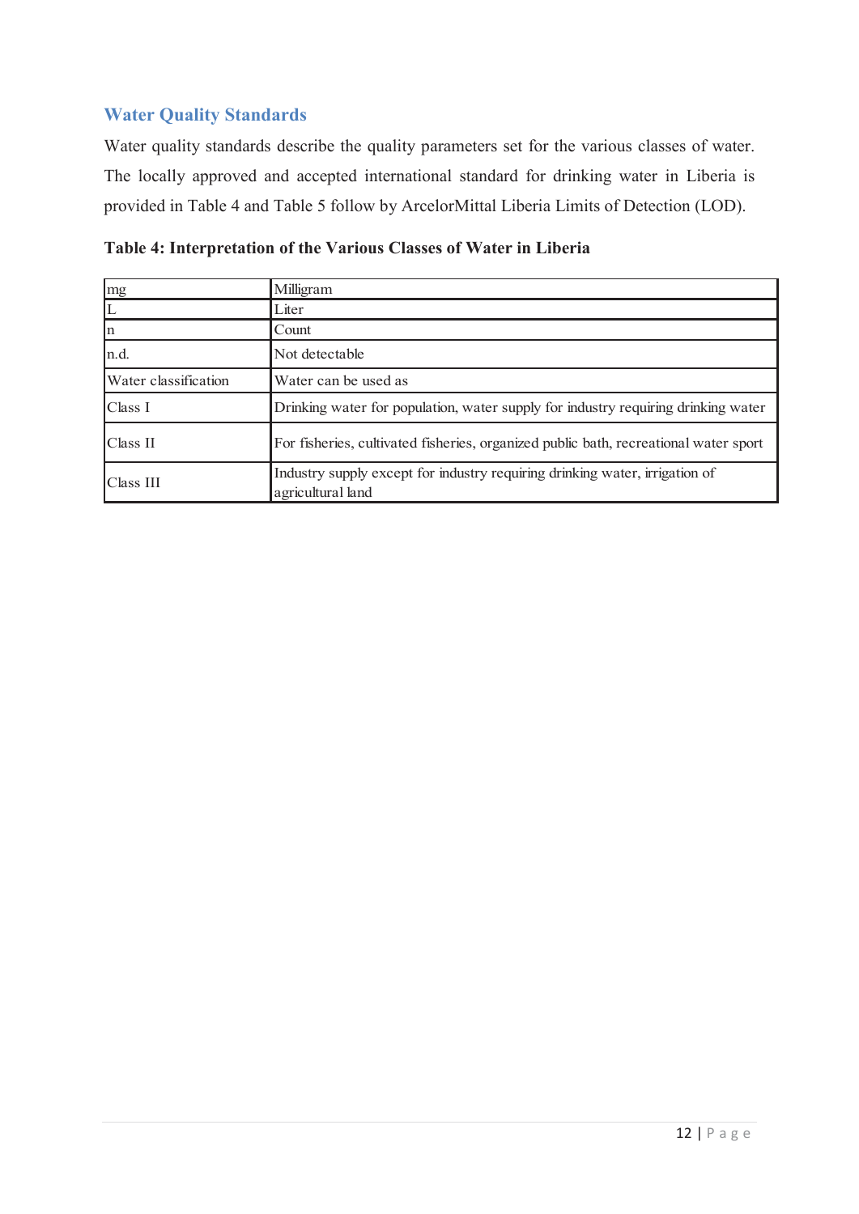## Water Quality Standards

Water quality standards describe the quality parameters set for the various classes of water. The locally approved and accepted international standard for drinking water in Liberia is provided in Table 4 and Table 5 follow by ArcelorMittal Liberia Limits of Detection (LOD).

**Table 4: Interpretation of the Various Classes of Water in Liberia**

| mg | Milligram |
|---|---|
| L | Liter |
| n | Count |
| n.d. | Not detectable |
| Water classification | Water can be used as |
| Class I | Drinking water for population, water supply for industry requiring drinking water |
| Class II | For fisheries, cultivated fisheries, organized public bath, recreational water sport |
| Class III | Industry supply except for industry requiring drinking water, irrigation of agricultural land |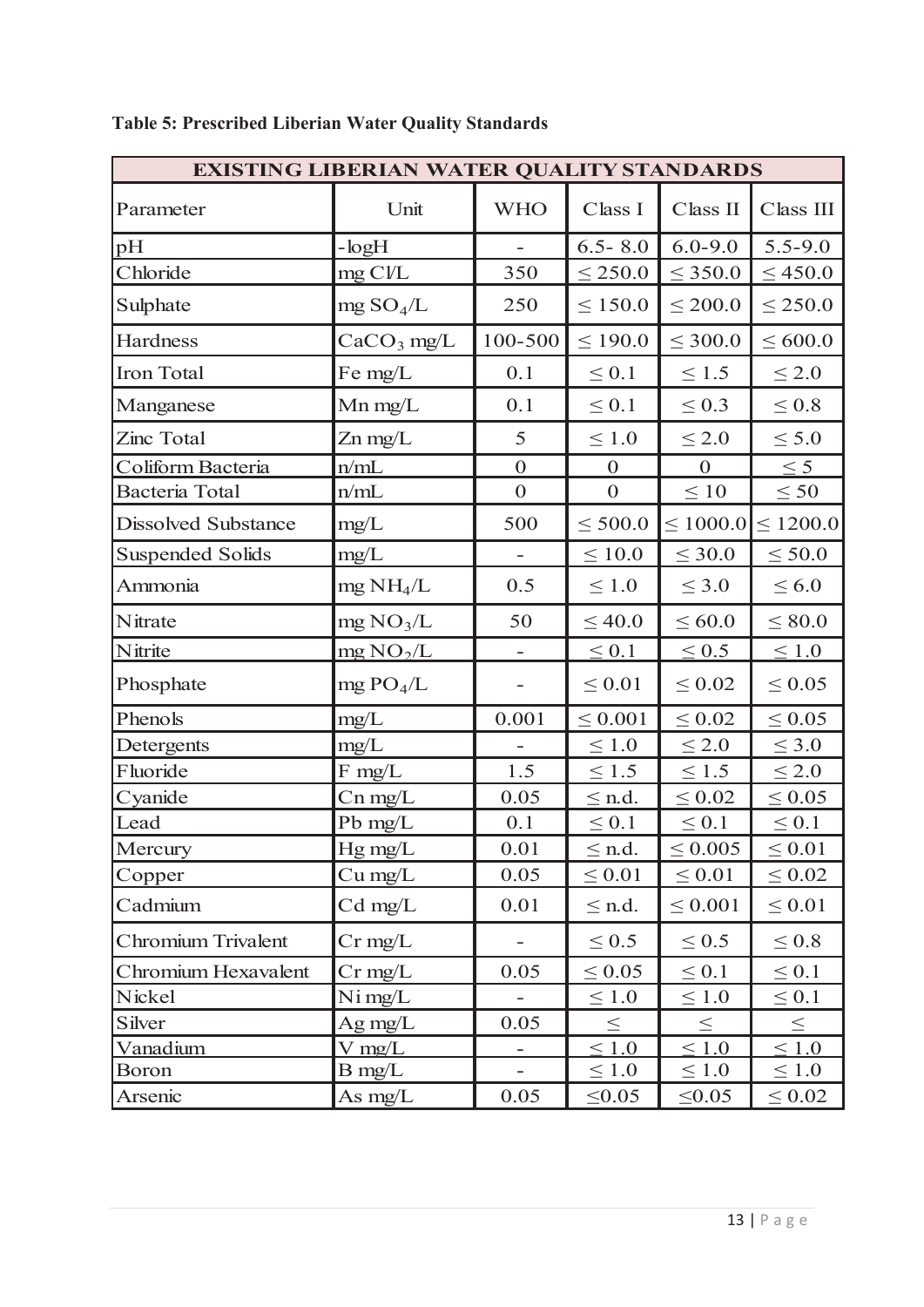**Table 5: Prescribed Liberian Water Quality Standards**

| EXISTING LIBERIAN WATER QUALITY STANDARDS | | | | | |
|---|---|---|---|---|---|
| Parameter | Unit | WHO | Class I | Class II | Class III |
| pH | -logH | - | 6.5- 8.0 | 6.0-9.0 | 5.5-9.0 |
| Chloride | mg Cl/L | 350 | ≤ 250.0 | ≤ 350.0 | ≤ 450.0 |
| Sulphate | mg $SO_4$/L | 250 | ≤ 150.0 | ≤ 200.0 | ≤ 250.0 |
| Hardness | $CaCO_3$ mg/L | 100-500 | ≤ 190.0 | ≤ 300.0 | ≤ 600.0 |
| Iron Total | Fe mg/L | 0.1 | ≤ 0.1 | ≤ 1.5 | ≤ 2.0 |
| Manganese | Mn mg/L | 0.1 | ≤ 0.1 | ≤ 0.3 | ≤ 0.8 |
| Zinc Total | Zn mg/L | 5 | ≤ 1.0 | ≤ 2.0 | ≤ 5.0 |
| Coliform Bacteria | n/mL | 0 | 0 | 0 | ≤ 5 |
| Bacteria Total | n/mL | 0 | 0 | ≤ 10 | ≤ 50 |
| Dissolved Substance | mg/L | 500 | ≤ 500.0 | ≤ 1000.0 | ≤ 1200.0 |
| Suspended Solids | mg/L | - | ≤ 10.0 | ≤ 30.0 | ≤ 50.0 |
| Ammonia | mg $NH_4$/L | 0.5 | ≤ 1.0 | ≤ 3.0 | ≤ 6.0 |
| Nitrate | mg $NO_3$/L | 50 | ≤ 40.0 | ≤ 60.0 | ≤ 80.0 |
| Nitrite | mg $NO_2$/L | - | ≤ 0.1 | ≤ 0.5 | ≤ 1.0 |
| Phosphate | mg $PO_4$/L | - | ≤ 0.01 | ≤ 0.02 | ≤ 0.05 |
| Phenols | mg/L | 0.001 | ≤ 0.001 | ≤ 0.02 | ≤ 0.05 |
| Detergents | mg/L | - | ≤ 1.0 | ≤ 2.0 | ≤ 3.0 |
| Fluoride | F mg/L | 1.5 | ≤ 1.5 | ≤ 1.5 | ≤ 2.0 |
| Cyanide | Cn mg/L | 0.05 | ≤ n.d. | ≤ 0.02 | ≤ 0.05 |
| Lead | Pb mg/L | 0.1 | ≤ 0.1 | ≤ 0.1 | ≤ 0.1 |
| Mercury | Hg mg/L | 0.01 | ≤ n.d. | ≤ 0.005 | ≤ 0.01 |
| Copper | Cu mg/L | 0.05 | ≤ 0.01 | ≤ 0.01 | ≤ 0.02 |
| Cadmium | Cd mg/L | 0.01 | ≤ n.d. | ≤ 0.001 | ≤ 0.01 |
| Chromium Trivalent | Cr mg/L | - | ≤ 0.5 | ≤ 0.5 | ≤ 0.8 |
| Chromium Hexavalent | Cr mg/L | 0.05 | ≤ 0.05 | ≤ 0.1 | ≤ 0.1 |
| Nickel | Ni mg/L | - | ≤ 1.0 | ≤ 1.0 | ≤ 0.1 |
| Silver | Ag mg/L | 0.05 | ≤ | ≤ | ≤ |
| Vanadium | V mg/L | - | ≤ 1.0 | ≤ 1.0 | ≤ 1.0 |
| Boron | B mg/L | - | ≤ 1.0 | ≤ 1.0 | ≤ 1.0 |
| Arsenic | As mg/L | 0.05 | ≤0.05 | ≤0.05 | ≤ 0.02 |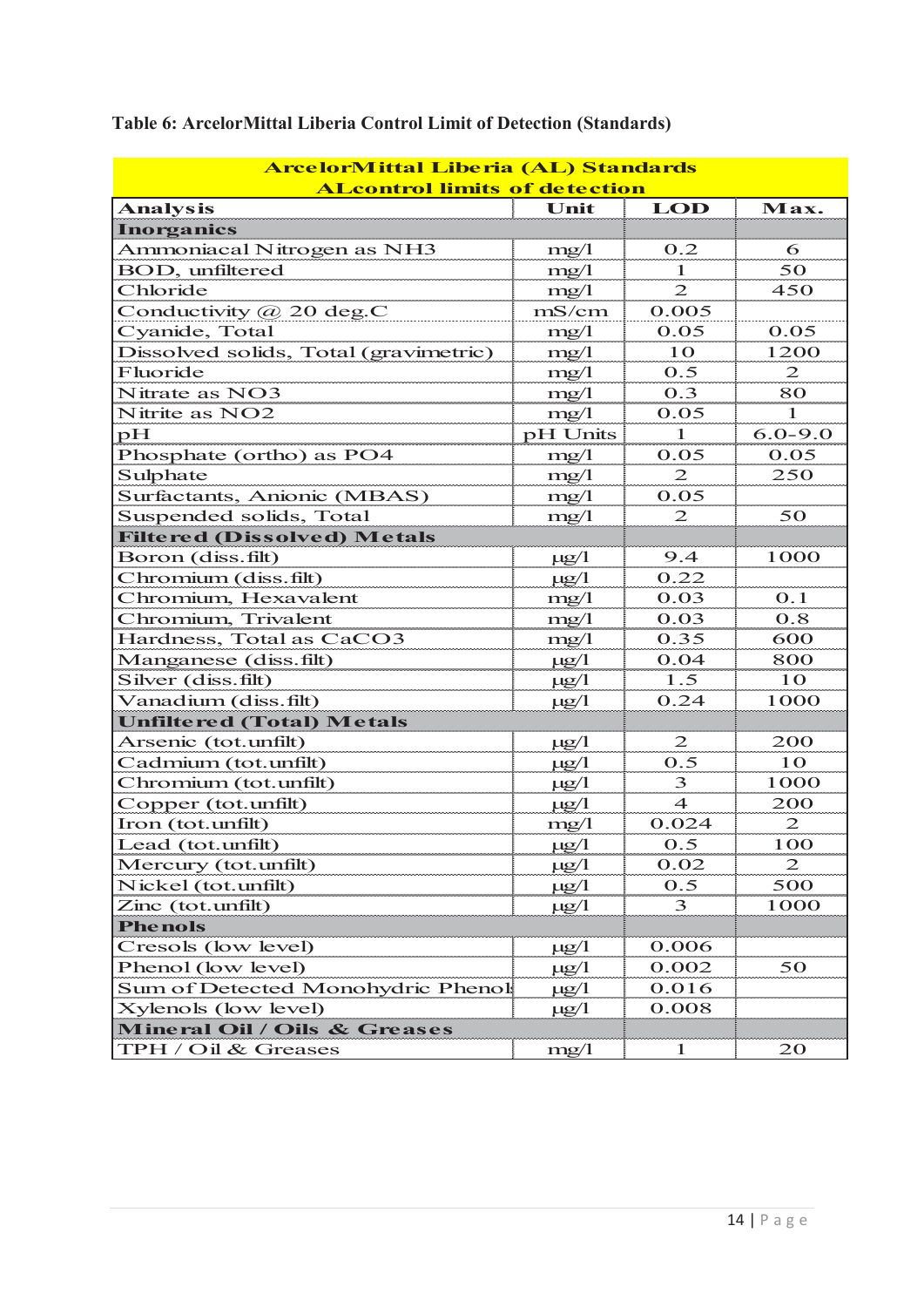**Table 6: ArcelorMittal Liberia Control Limit of Detection (Standards)**

| ArcelorMittal Liberia (AL) Standards ALcontrol limits of detection | | | |
|---|---|---|---|
| **Analysis** | **Unit** | **LOD** | **Max.** |
| **Inorganics** | | | |
| Ammoniacal Nitrogen as $NH_3$ | mg/l | 0.2 | 6 |
| BOD, unfiltered | mg/l | 1 | 50 |
| Chloride | mg/l | 2 | 450 |
| Conductivity @ 20 deg.C | mS/cm | 0.005 | |
| Cyanide, Total | mg/l | 0.05 | 0.05 |
| Dissolved solids, Total (gravimetric) | mg/l | 10 | 1200 |
| Fluoride | mg/l | 0.5 | 2 |
| Nitrate as $NO_3$ | mg/l | 0.3 | 80 |
| Nitrite as $NO_2$ | mg/l | 0.05 | 1 |
| pH | pH Units | 1 | 6.0-9.0 |
| Phosphate (ortho) as $PO_4$ | mg/l | 0.05 | 0.05 |
| Sulphate | mg/l | 2 | 250 |
| Surfactants, Anionic (MBAS) | mg/l | 0.05 | |
| Suspended solids, Total | mg/l | 2 | 50 |
| **Filtered (Dissolved) Metals** | | | |
| Boron (diss.filt) | µg/l | 9.4 | 1000 |
| Chromium (diss.filt) | µg/l | 0.22 | |
| Chromium, Hexavalent | mg/l | 0.03 | 0.1 |
| Chromium, Trivalent | mg/l | 0.03 | 0.8 |
| Hardness, Total as $CaCO_3$ | mg/l | 0.35 | 600 |
| Manganese (diss.filt) | µg/l | 0.04 | 800 |
| Silver (diss.filt) | µg/l | 1.5 | 10 |
| Vanadium (diss.filt) | µg/l | 0.24 | 1000 |
| **Unfiltered (Total) Metals** | | | |
| Arsenic (tot.unfilt) | µg/l | 2 | 200 |
| Cadmium (tot.unfilt) | µg/l | 0.5 | 10 |
| Chromium (tot.unfilt) | µg/l | 3 | 1000 |
| Copper (tot.unfilt) | µg/l | 4 | 200 |
| Iron (tot.unfilt) | mg/l | 0.024 | 2 |
| Lead (tot.unfilt) | µg/l | 0.5 | 100 |
| Mercury (tot.unfilt) | µg/l | 0.02 | 2 |
| Nickel (tot.unfilt) | µg/l | 0.5 | 500 |
| Zinc (tot.unfilt) | µg/l | 3 | 1000 |
| **Phenols** | | | |
| Cresols (low level) | µg/l | 0.006 | |
| Phenol (low level) | µg/l | 0.002 | 50 |
| Sum of Detected Monohydric Phenols | µg/l | 0.016 | |
| Xylenols (low level) | µg/l | 0.008 | |
| **Mineral Oil / Oils & Greases** | | | |
| TPH / Oil & Greases | mg/l | 1 | 20 |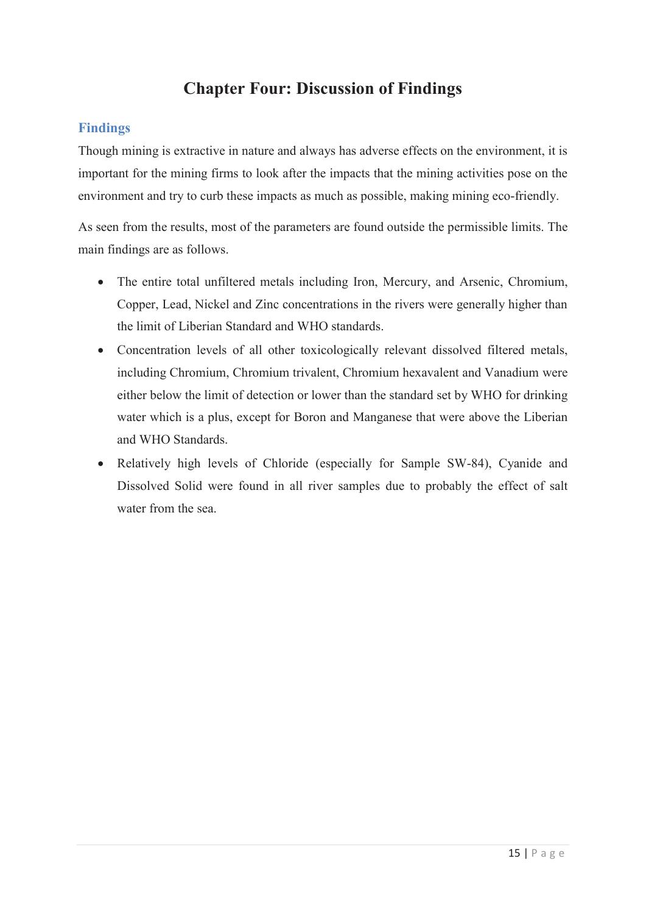# Chapter Four: Discussion of Findings

## Findings

Though mining is extractive in nature and always has adverse effects on the environment, it is important for the mining firms to look after the impacts that the mining activities pose on the environment and try to curb these impacts as much as possible, making mining eco-friendly.

As seen from the results, most of the parameters are found outside the permissible limits. The main findings are as follows.

- The entire total unfiltered metals including Iron, Mercury, and Arsenic, Chromium, Copper, Lead, Nickel and Zinc concentrations in the rivers were generally higher than the limit of Liberian Standard and WHO standards.
- Concentration levels of all other toxicologically relevant dissolved filtered metals, including Chromium, Chromium trivalent, Chromium hexavalent and Vanadium were either below the limit of detection or lower than the standard set by WHO for drinking water which is a plus, except for Boron and Manganese that were above the Liberian and WHO Standards.
- Relatively high levels of Chloride (especially for Sample SW-84), Cyanide and Dissolved Solid were found in all river samples due to probably the effect of salt water from the sea.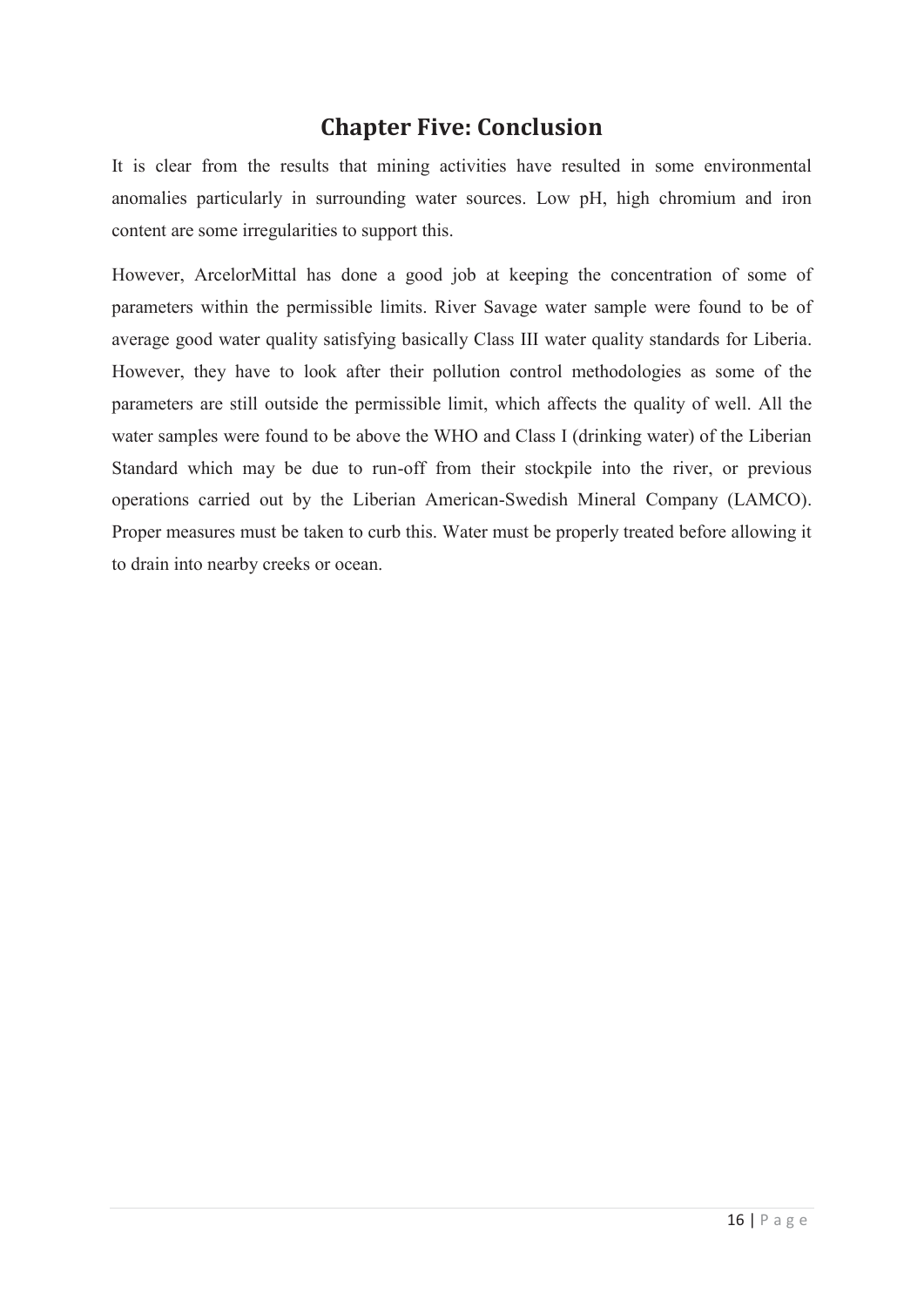# Chapter Five: Conclusion

It is clear from the results that mining activities have resulted in some environmental anomalies particularly in surrounding water sources. Low pH, high chromium and iron content are some irregularities to support this.

However, ArcelorMittal has done a good job at keeping the concentration of some of parameters within the permissible limits. River Savage water sample were found to be of average good water quality satisfying basically Class III water quality standards for Liberia. However, they have to look after their pollution control methodologies as some of the parameters are still outside the permissible limit, which affects the quality of well. All the water samples were found to be above the WHO and Class I (drinking water) of the Liberian Standard which may be due to run-off from their stockpile into the river, or previous operations carried out by the Liberian American-Swedish Mineral Company (LAMCO). Proper measures must be taken to curb this. Water must be properly treated before allowing it to drain into nearby creeks or ocean.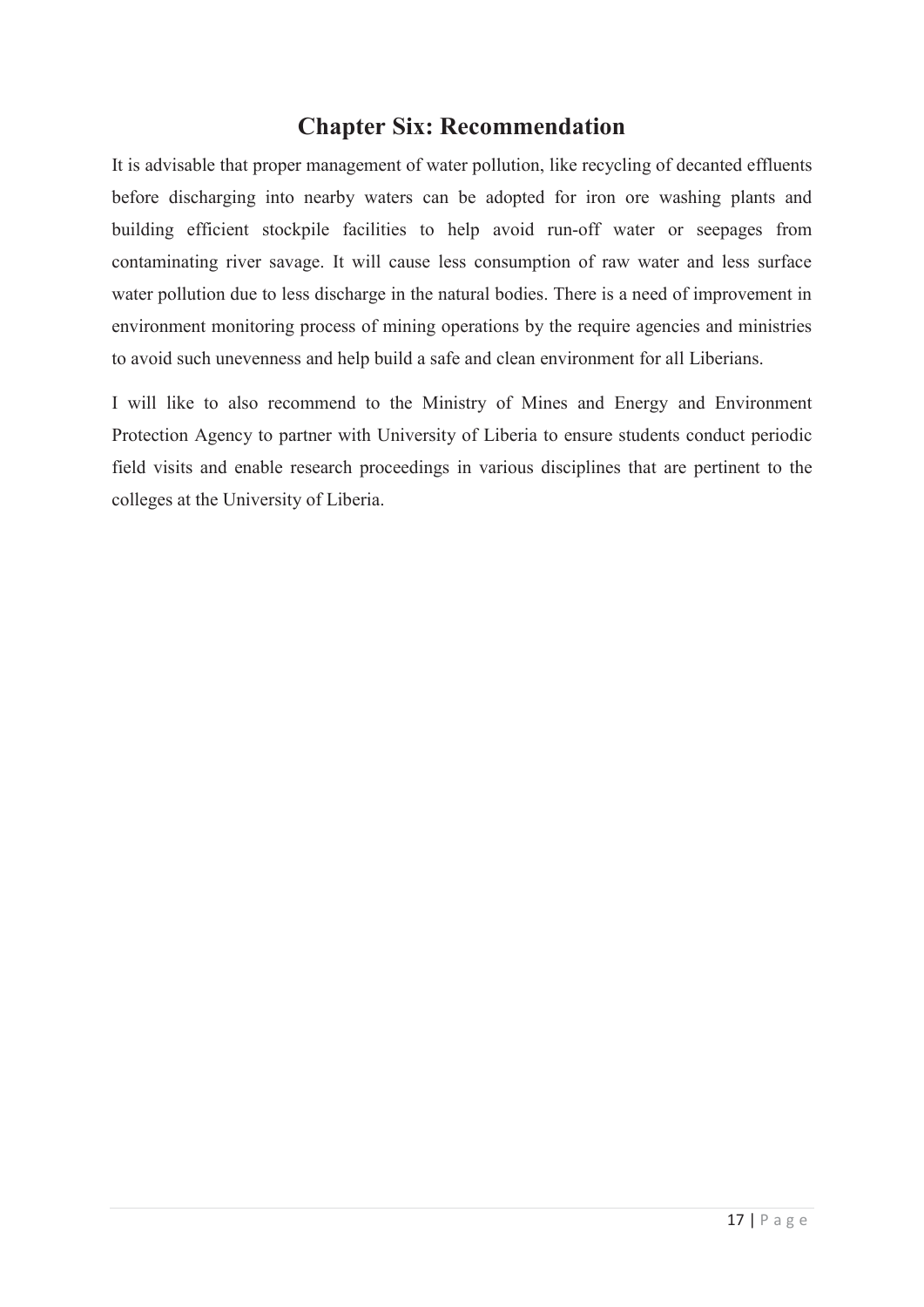# Chapter Six: Recommendation

It is advisable that proper management of water pollution, like recycling of decanted effluents before discharging into nearby waters can be adopted for iron ore washing plants and building efficient stockpile facilities to help avoid run-off water or seepages from contaminating river savage. It will cause less consumption of raw water and less surface water pollution due to less discharge in the natural bodies. There is a need of improvement in environment monitoring process of mining operations by the require agencies and ministries to avoid such unevenness and help build a safe and clean environment for all Liberians.

I will like to also recommend to the Ministry of Mines and Energy and Environment Protection Agency to partner with University of Liberia to ensure students conduct periodic field visits and enable research proceedings in various disciplines that are pertinent to the colleges at the University of Liberia.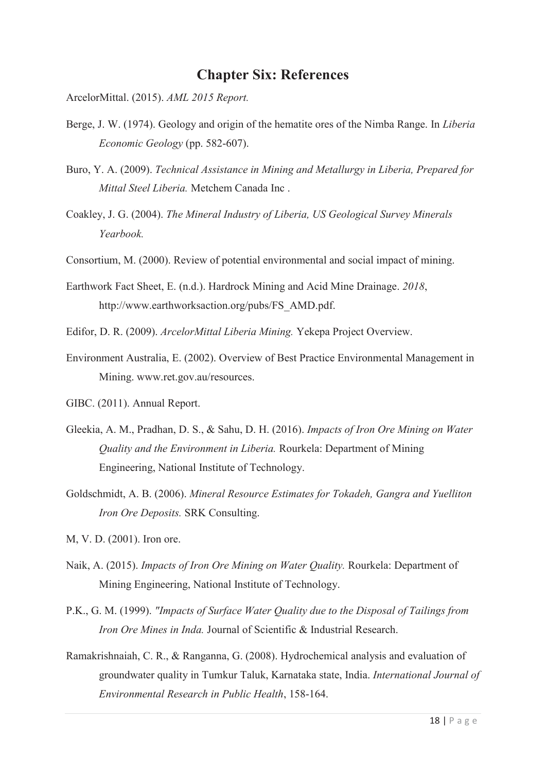# Chapter Six: References

ArcelorMittal. (2015). *AML 2015 Report.*

Berge, J. W. (1974). Geology and origin of the hematite ores of the Nimba Range. In *Liberia Economic Geology* (pp. 582-607).

Buro, Y. A. (2009). *Technical Assistance in Mining and Metallurgy in Liberia, Prepared for Mittal Steel Liberia.* Metchem Canada Inc .

Coakley, J. G. (2004). *The Mineral Industry of Liberia, US Geological Survey Minerals Yearbook.*

Consortium, M. (2000). Review of potential environmental and social impact of mining.

Earthwork Fact Sheet, E. (n.d.). Hardrock Mining and Acid Mine Drainage. *2018*, http://www.earthworksaction.org/pubs/FS_AMD.pdf.

Edifor, D. R. (2009). *ArcelorMittal Liberia Mining.* Yekepa Project Overview.

Environment Australia, E. (2002). Overview of Best Practice Environmental Management in Mining. www.ret.gov.au/resources.

GIBC. (2011). Annual Report.

Gleekia, A. M., Pradhan, D. S., & Sahu, D. H. (2016). *Impacts of Iron Ore Mining on Water Quality and the Environment in Liberia.* Rourkela: Department of Mining Engineering, National Institute of Technology.

Goldschmidt, A. B. (2006). *Mineral Resource Estimates for Tokadeh, Gangra and Yuelliton Iron Ore Deposits.* SRK Consulting.

M, V. D. (2001). Iron ore.

Naik, A. (2015). *Impacts of Iron Ore Mining on Water Quality.* Rourkela: Department of Mining Engineering, National Institute of Technology.

P.K., G. M. (1999). *"Impacts of Surface Water Quality due to the Disposal of Tailings from Iron Ore Mines in Inda.* Journal of Scientific & Industrial Research.

Ramakrishnaiah, C. R., & Ranganna, G. (2008). Hydrochemical analysis and evaluation of groundwater quality in Tumkur Taluk, Karnataka state, India. *International Journal of Environmental Research in Public Health*, 158-164.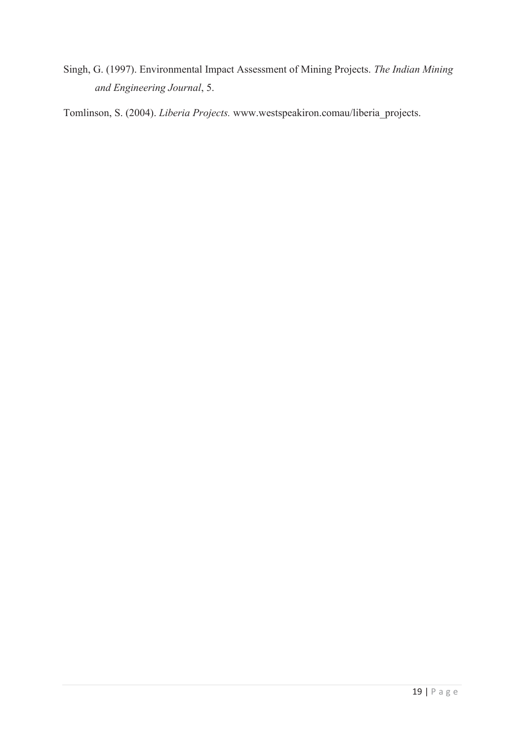Singh, G. (1997). Environmental Impact Assessment of Mining Projects. *The Indian Mining and Engineering Journal*, 5.

Tomlinson, S. (2004). *Liberia Projects.* www.westspeakiron.comau/liberia_projects.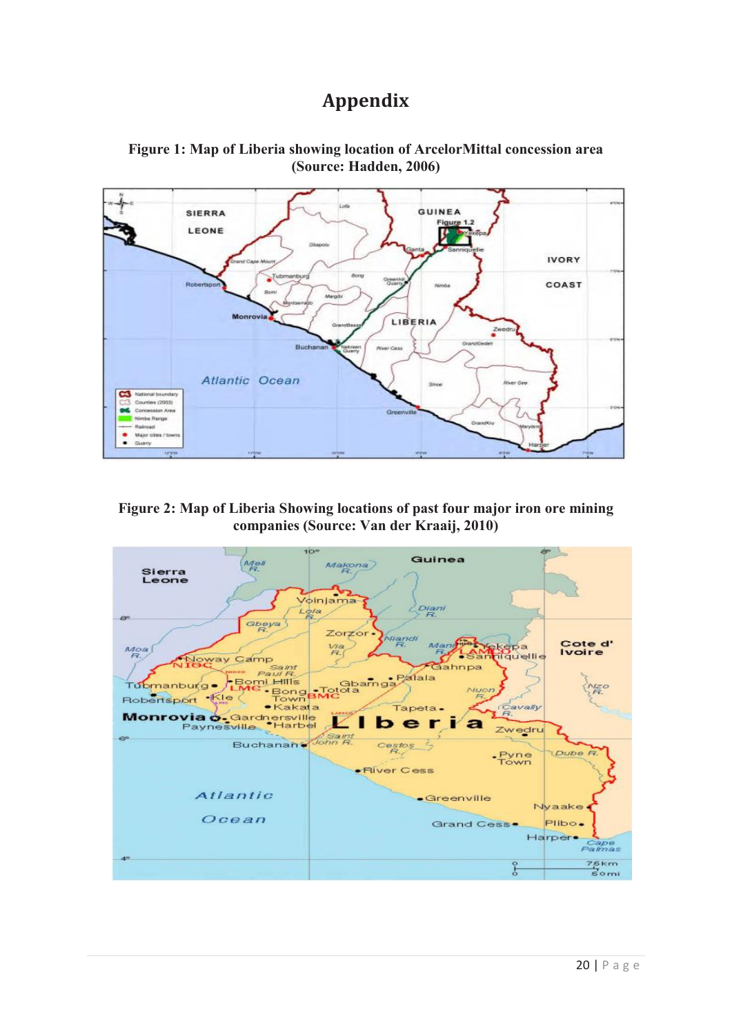# Appendix

**Figure 1: Map of Liberia showing location of ArcelorMittal concession area (Source: Hadden, 2006)**

**Figure 2: Map of Liberia Showing locations of past four major iron ore mining companies (Source: Van der Kraaij, 2010)**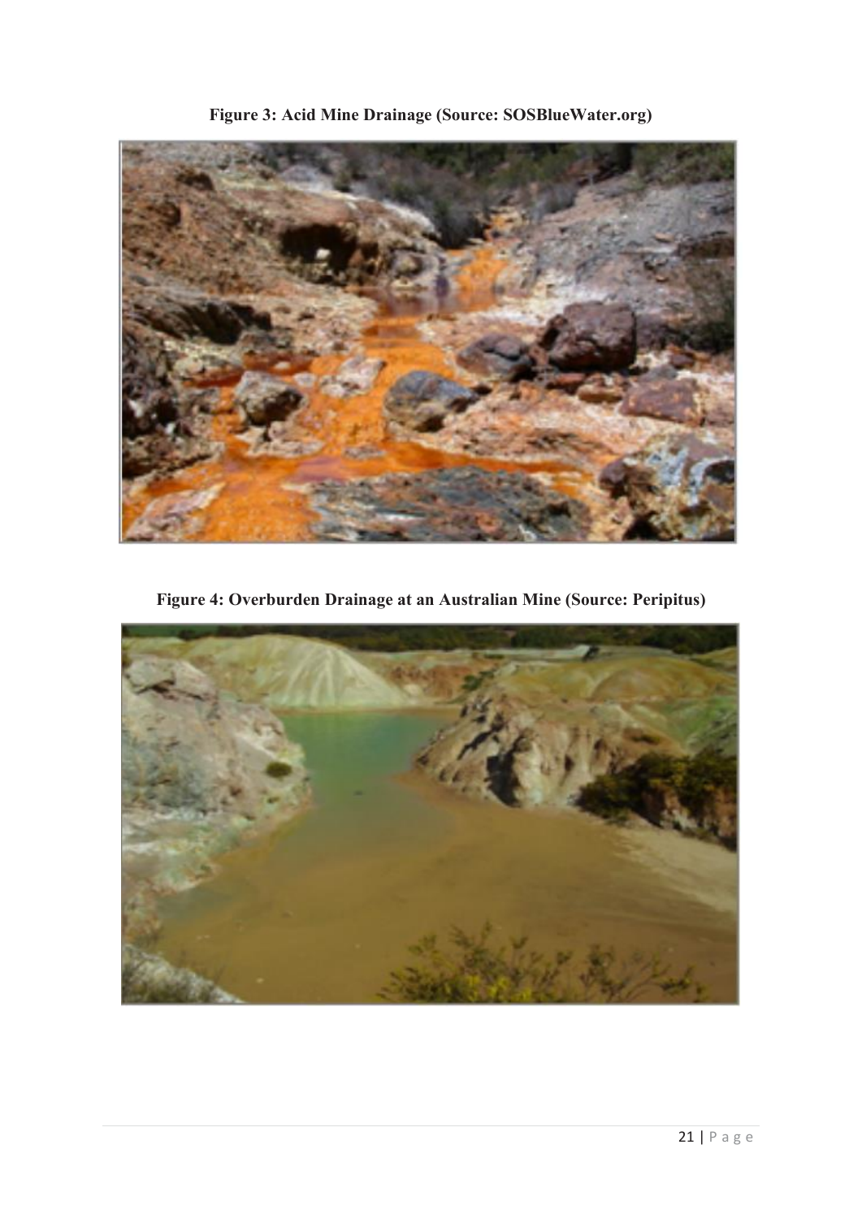**Figure 3: Acid Mine Drainage (Source: SOSBlueWater.org)**

**Figure 4: Overburden Drainage at an Australian Mine (Source: Peripitus)**